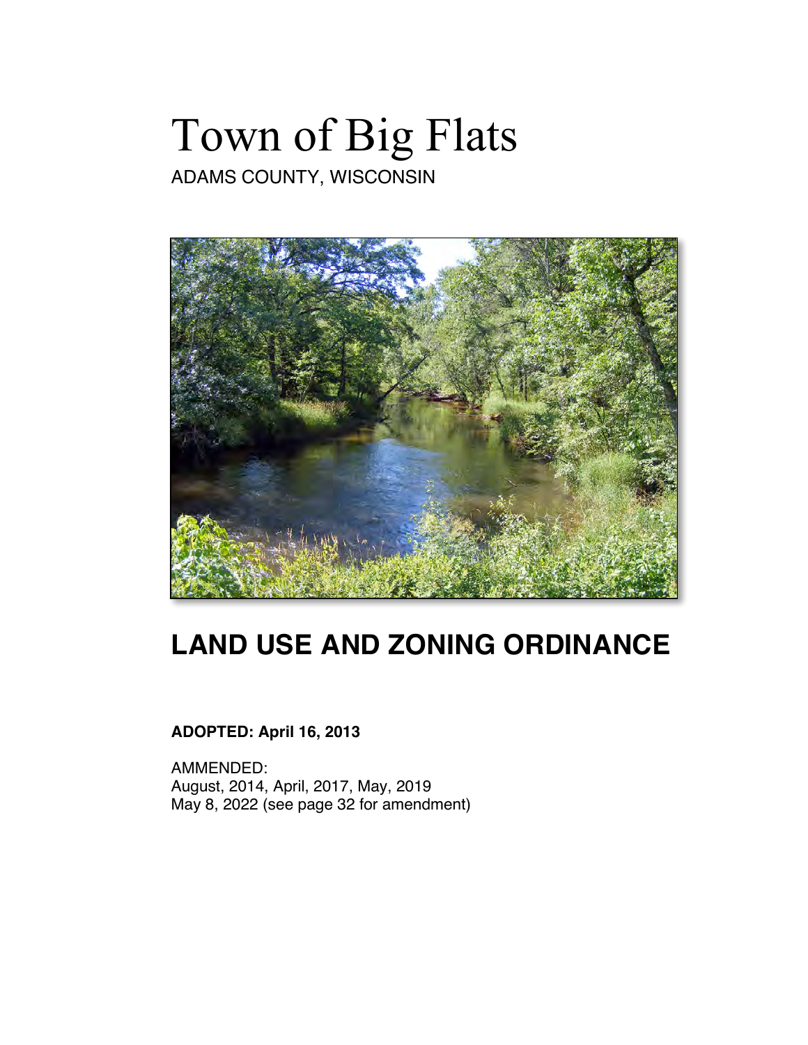# Town of Big Flats

ADAMS COUNTY, WISCONSIN

## LAND USE AND ZONING ORDINANCE

**ADOPTED: April 16, 2013**

AMMENDED:
August, 2014, April, 2017, May, 2019
May 8, 2022 (see page 32 for amendment)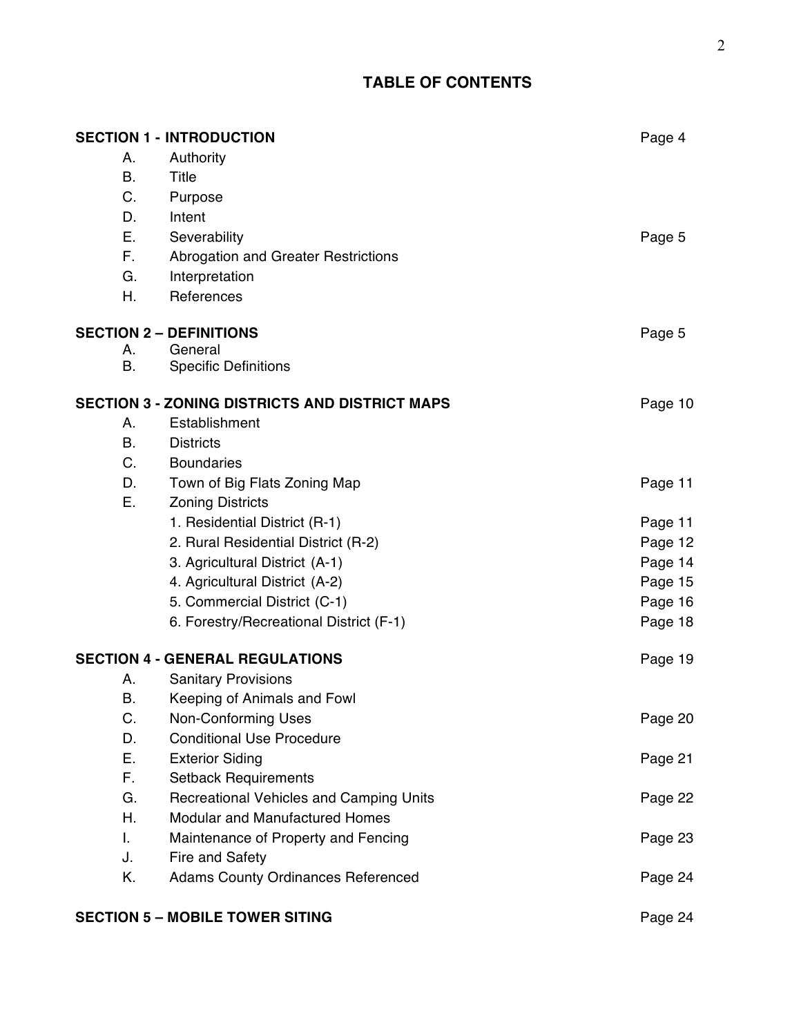# TABLE OF CONTENTS

| | | |
|---|---|---|
| **SECTION 1 - INTRODUCTION** | | Page 4 |
| A. | Authority | |
| B. | Title | |
| C. | Purpose | |
| D. | Intent | |
| E. | Severability | Page 5 |
| F. | Abrogation and Greater Restrictions | |
| G. | Interpretation | |
| H. | References | |
| **SECTION 2 – DEFINITIONS** | | Page 5 |
| A. | General | |
| B. | Specific Definitions | |
| **SECTION 3 - ZONING DISTRICTS AND DISTRICT MAPS** | | Page 10 |
| A. | Establishment | |
| B. | Districts | |
| C. | Boundaries | |
| D. | Town of Big Flats Zoning Map | Page 11 |
| E. | Zoning Districts | |
| | 1. Residential District (R-1) | Page 11 |
| | 2. Rural Residential District (R-2) | Page 12 |
| | 3. Agricultural District (A-1) | Page 14 |
| | 4. Agricultural District (A-2) | Page 15 |
| | 5. Commercial District (C-1) | Page 16 |
| | 6. Forestry/Recreational District (F-1) | Page 18 |
| **SECTION 4 - GENERAL REGULATIONS** | | Page 19 |
| A. | Sanitary Provisions | |
| B. | Keeping of Animals and Fowl | |
| C. | Non-Conforming Uses | Page 20 |
| D. | Conditional Use Procedure | |
| E. | Exterior Siding | Page 21 |
| F. | Setback Requirements | |
| G. | Recreational Vehicles and Camping Units | Page 22 |
| H. | Modular and Manufactured Homes | |
| I. | Maintenance of Property and Fencing | Page 23 |
| J. | Fire and Safety | |
| K. | Adams County Ordinances Referenced | Page 24 |
| **SECTION 5 – MOBILE TOWER SITING** | | Page 24 |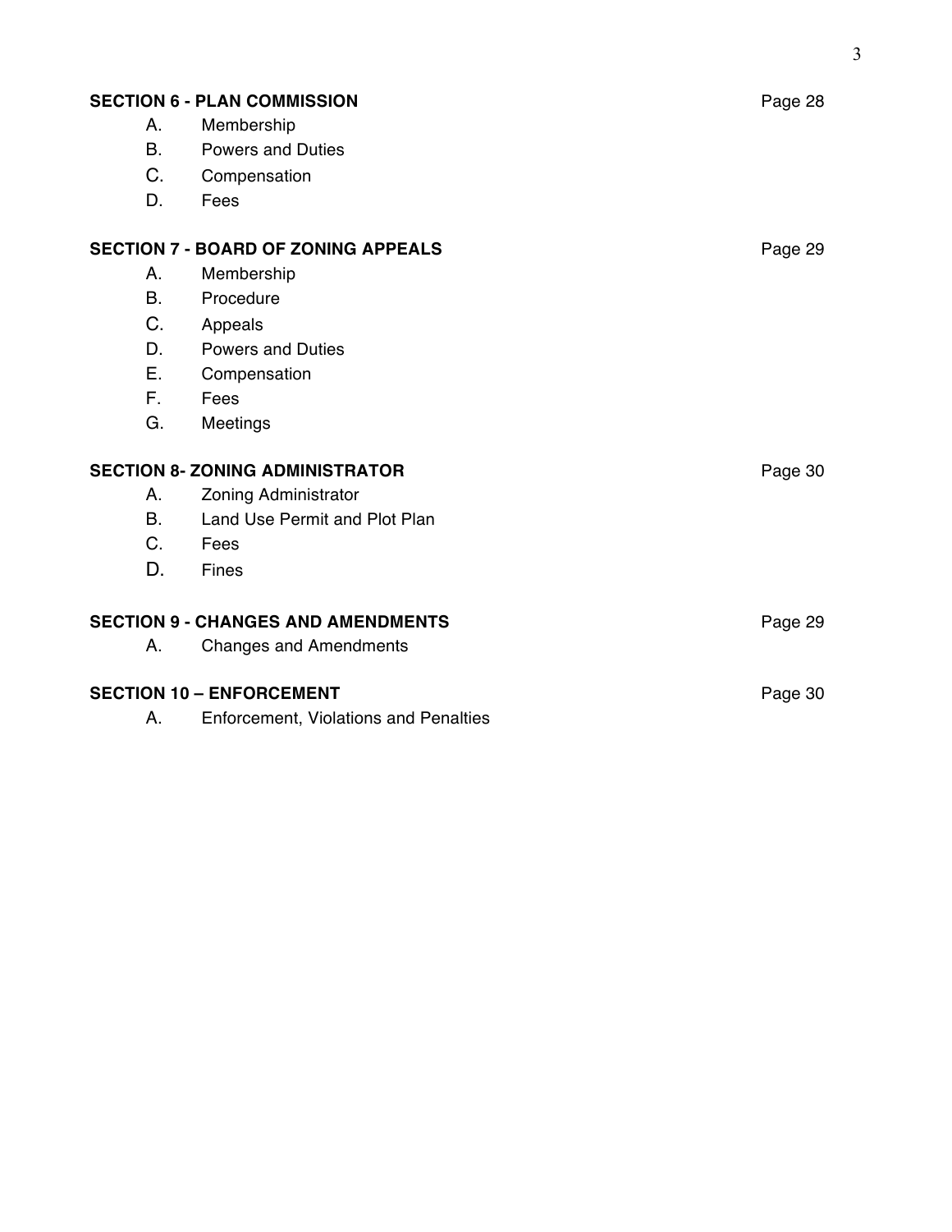**SECTION 6 - PLAN COMMISSION** Page 28

A. Membership
B. Powers and Duties
C. Compensation
D. Fees

**SECTION 7 - BOARD OF ZONING APPEALS** Page 29

A. Membership
B. Procedure
C. Appeals
D. Powers and Duties
E. Compensation
F. Fees
G. Meetings

**SECTION 8- ZONING ADMINISTRATOR** Page 30

A. Zoning Administrator
B. Land Use Permit and Plot Plan
C. Fees
D. Fines

**SECTION 9 - CHANGES AND AMENDMENTS** Page 29

A. Changes and Amendments

**SECTION 10 – ENFORCEMENT** Page 30

A. Enforcement, Violations and Penalties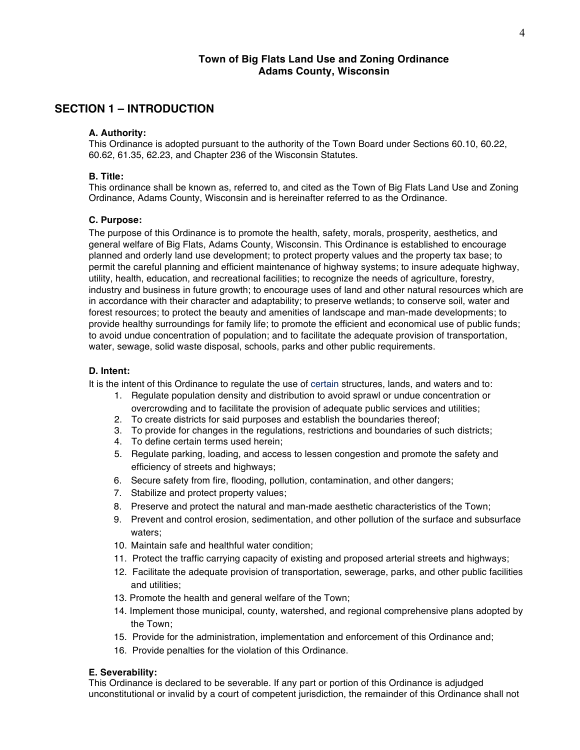**Town of Big Flats Land Use and Zoning Ordinance**
**Adams County, Wisconsin**

## SECTION 1 – INTRODUCTION

### A. Authority:

This Ordinance is adopted pursuant to the authority of the Town Board under Sections 60.10, 60.22, 60.62, 61.35, 62.23, and Chapter 236 of the Wisconsin Statutes.

### B. Title:

This ordinance shall be known as, referred to, and cited as the Town of Big Flats Land Use and Zoning Ordinance, Adams County, Wisconsin and is hereinafter referred to as the Ordinance.

### C. Purpose:

The purpose of this Ordinance is to promote the health, safety, morals, prosperity, aesthetics, and general welfare of Big Flats, Adams County, Wisconsin. This Ordinance is established to encourage planned and orderly land use development; to protect property values and the property tax base; to permit the careful planning and efficient maintenance of highway systems; to insure adequate highway, utility, health, education, and recreational facilities; to recognize the needs of agriculture, forestry, industry and business in future growth; to encourage uses of land and other natural resources which are in accordance with their character and adaptability; to preserve wetlands; to conserve soil, water and forest resources; to protect the beauty and amenities of landscape and man-made developments; to provide healthy surroundings for family life; to promote the efficient and economical use of public funds; to avoid undue concentration of population; and to facilitate the adequate provision of transportation, water, sewage, solid waste disposal, schools, parks and other public requirements.

### D. Intent:

It is the intent of this Ordinance to regulate the use of certain structures, lands, and waters and to:

1. Regulate population density and distribution to avoid sprawl or undue concentration or overcrowding and to facilitate the provision of adequate public services and utilities;
2. To create districts for said purposes and establish the boundaries thereof;
3. To provide for changes in the regulations, restrictions and boundaries of such districts;
4. To define certain terms used herein;
5. Regulate parking, loading, and access to lessen congestion and promote the safety and efficiency of streets and highways;
6. Secure safety from fire, flooding, pollution, contamination, and other dangers;
7. Stabilize and protect property values;
8. Preserve and protect the natural and man-made aesthetic characteristics of the Town;
9. Prevent and control erosion, sedimentation, and other pollution of the surface and subsurface waters;
10. Maintain safe and healthful water condition;
11. Protect the traffic carrying capacity of existing and proposed arterial streets and highways;
12. Facilitate the adequate provision of transportation, sewerage, parks, and other public facilities and utilities;
13. Promote the health and general welfare of the Town;
14. Implement those municipal, county, watershed, and regional comprehensive plans adopted by the Town;
15. Provide for the administration, implementation and enforcement of this Ordinance and;
16. Provide penalties for the violation of this Ordinance.

### E. Severability:

This Ordinance is declared to be severable. If any part or portion of this Ordinance is adjudged unconstitutional or invalid by a court of competent jurisdiction, the remainder of this Ordinance shall not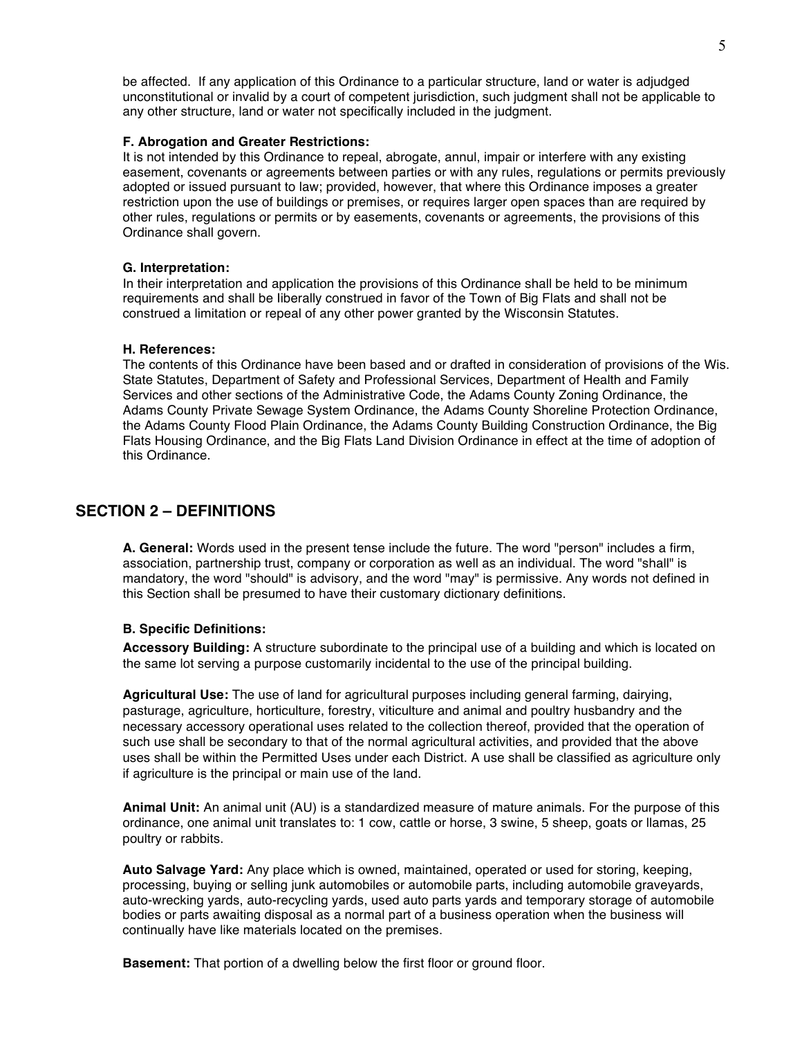be affected. If any application of this Ordinance to a particular structure, land or water is adjudged unconstitutional or invalid by a court of competent jurisdiction, such judgment shall not be applicable to any other structure, land or water not specifically included in the judgment.

**F. Abrogation and Greater Restrictions:**
It is not intended by this Ordinance to repeal, abrogate, annul, impair or interfere with any existing easement, covenants or agreements between parties or with any rules, regulations or permits previously adopted or issued pursuant to law; provided, however, that where this Ordinance imposes a greater restriction upon the use of buildings or premises, or requires larger open spaces than are required by other rules, regulations or permits or by easements, covenants or agreements, the provisions of this Ordinance shall govern.

**G. Interpretation:**
In their interpretation and application the provisions of this Ordinance shall be held to be minimum requirements and shall be liberally construed in favor of the Town of Big Flats and shall not be construed a limitation or repeal of any other power granted by the Wisconsin Statutes.

**H. References:**
The contents of this Ordinance have been based and or drafted in consideration of provisions of the Wis. State Statutes, Department of Safety and Professional Services, Department of Health and Family Services and other sections of the Administrative Code, the Adams County Zoning Ordinance, the Adams County Private Sewage System Ordinance, the Adams County Shoreline Protection Ordinance, the Adams County Flood Plain Ordinance, the Adams County Building Construction Ordinance, the Big Flats Housing Ordinance, and the Big Flats Land Division Ordinance in effect at the time of adoption of this Ordinance.

## SECTION 2 – DEFINITIONS

**A. General:** Words used in the present tense include the future. The word "person" includes a firm, association, partnership trust, company or corporation as well as an individual. The word "shall" is mandatory, the word "should" is advisory, and the word "may" is permissive. Any words not defined in this Section shall be presumed to have their customary dictionary definitions.

**B. Specific Definitions:**

**Accessory Building:** A structure subordinate to the principal use of a building and which is located on the same lot serving a purpose customarily incidental to the use of the principal building.

**Agricultural Use:** The use of land for agricultural purposes including general farming, dairying, pasturage, agriculture, horticulture, forestry, viticulture and animal and poultry husbandry and the necessary accessory operational uses related to the collection thereof, provided that the operation of such use shall be secondary to that of the normal agricultural activities, and provided that the above uses shall be within the Permitted Uses under each District. A use shall be classified as agriculture only if agriculture is the principal or main use of the land.

**Animal Unit:** An animal unit (AU) is a standardized measure of mature animals. For the purpose of this ordinance, one animal unit translates to: 1 cow, cattle or horse, 3 swine, 5 sheep, goats or llamas, 25 poultry or rabbits.

**Auto Salvage Yard:** Any place which is owned, maintained, operated or used for storing, keeping, processing, buying or selling junk automobiles or automobile parts, including automobile graveyards, auto-wrecking yards, auto-recycling yards, used auto parts yards and temporary storage of automobile bodies or parts awaiting disposal as a normal part of a business operation when the business will continually have like materials located on the premises.

**Basement:** That portion of a dwelling below the first floor or ground floor.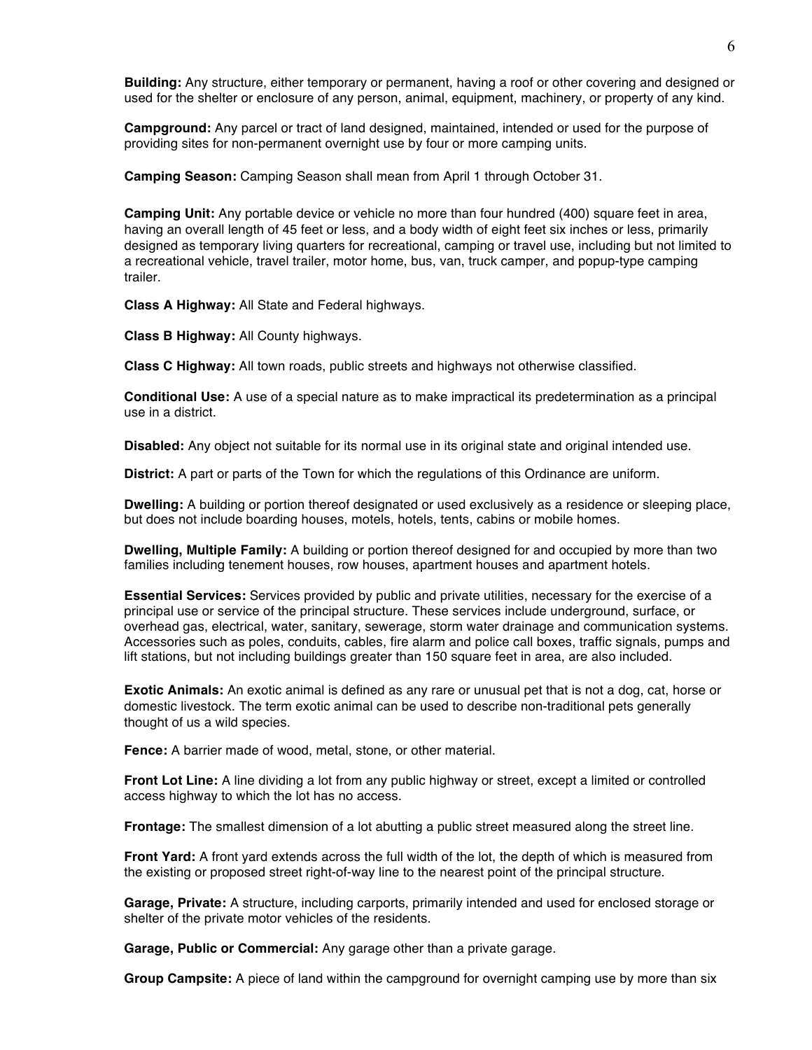**Building:** Any structure, either temporary or permanent, having a roof or other covering and designed or used for the shelter or enclosure of any person, animal, equipment, machinery, or property of any kind.

**Campground:** Any parcel or tract of land designed, maintained, intended or used for the purpose of providing sites for non-permanent overnight use by four or more camping units.

**Camping Season:** Camping Season shall mean from April 1 through October 31.

**Camping Unit:** Any portable device or vehicle no more than four hundred (400) square feet in area, having an overall length of 45 feet or less, and a body width of eight feet six inches or less, primarily designed as temporary living quarters for recreational, camping or travel use, including but not limited to a recreational vehicle, travel trailer, motor home, bus, van, truck camper, and popup-type camping trailer.

**Class A Highway:** All State and Federal highways.

**Class B Highway:** All County highways.

**Class C Highway:** All town roads, public streets and highways not otherwise classified.

**Conditional Use:** A use of a special nature as to make impractical its predetermination as a principal use in a district.

**Disabled:** Any object not suitable for its normal use in its original state and original intended use.

**District:** A part or parts of the Town for which the regulations of this Ordinance are uniform.

**Dwelling:** A building or portion thereof designated or used exclusively as a residence or sleeping place, but does not include boarding houses, motels, hotels, tents, cabins or mobile homes.

**Dwelling, Multiple Family:** A building or portion thereof designed for and occupied by more than two families including tenement houses, row houses, apartment houses and apartment hotels.

**Essential Services:** Services provided by public and private utilities, necessary for the exercise of a principal use or service of the principal structure. These services include underground, surface, or overhead gas, electrical, water, sanitary, sewerage, storm water drainage and communication systems. Accessories such as poles, conduits, cables, fire alarm and police call boxes, traffic signals, pumps and lift stations, but not including buildings greater than 150 square feet in area, are also included.

**Exotic Animals:** An exotic animal is defined as any rare or unusual pet that is not a dog, cat, horse or domestic livestock. The term exotic animal can be used to describe non-traditional pets generally thought of us a wild species.

**Fence:** A barrier made of wood, metal, stone, or other material.

**Front Lot Line:** A line dividing a lot from any public highway or street, except a limited or controlled access highway to which the lot has no access.

**Frontage:** The smallest dimension of a lot abutting a public street measured along the street line.

**Front Yard:** A front yard extends across the full width of the lot, the depth of which is measured from the existing or proposed street right-of-way line to the nearest point of the principal structure.

**Garage, Private:** A structure, including carports, primarily intended and used for enclosed storage or shelter of the private motor vehicles of the residents.

**Garage, Public or Commercial:** Any garage other than a private garage.

**Group Campsite:** A piece of land within the campground for overnight camping use by more than six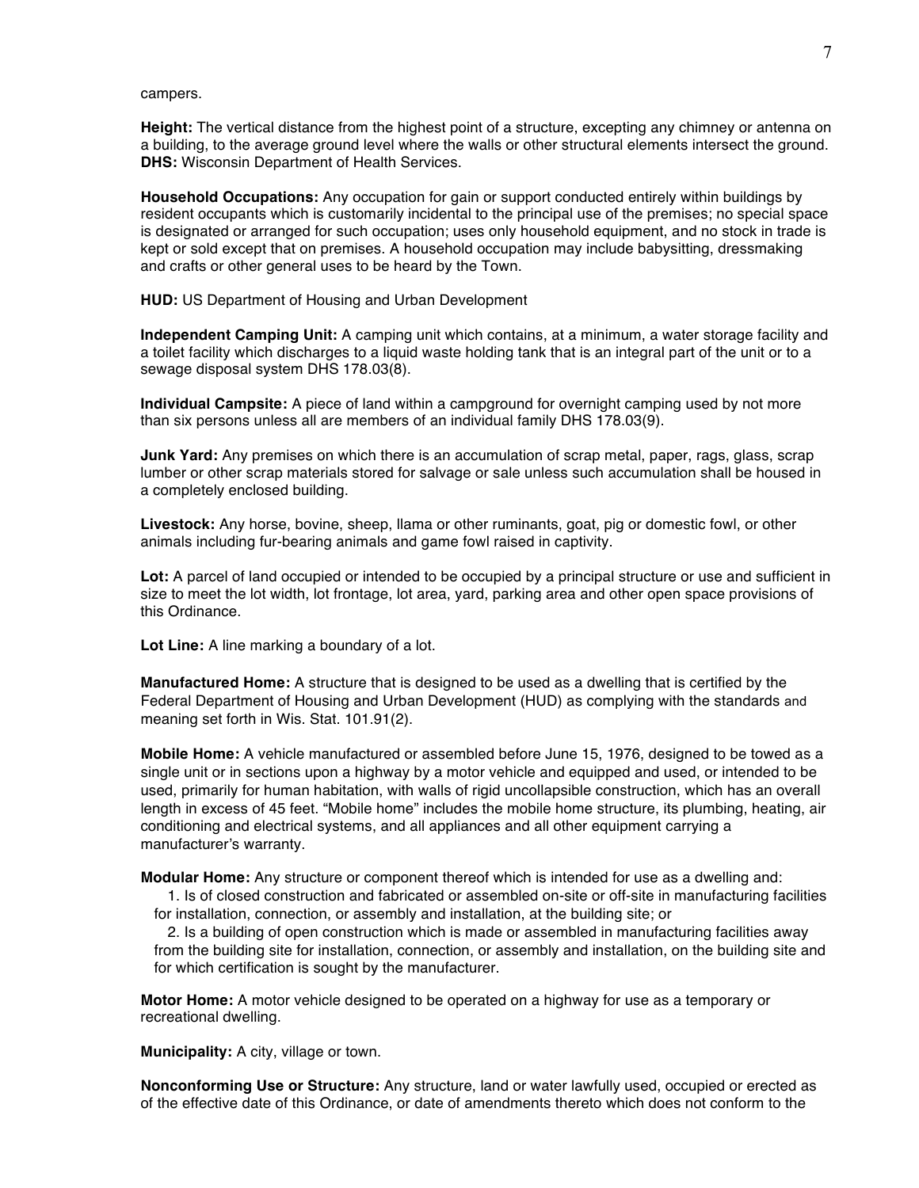campers.

**Height:** The vertical distance from the highest point of a structure, excepting any chimney or antenna on a building, to the average ground level where the walls or other structural elements intersect the ground.
**DHS:** Wisconsin Department of Health Services.

**Household Occupations:** Any occupation for gain or support conducted entirely within buildings by resident occupants which is customarily incidental to the principal use of the premises; no special space is designated or arranged for such occupation; uses only household equipment, and no stock in trade is kept or sold except that on premises. A household occupation may include babysitting, dressmaking and crafts or other general uses to be heard by the Town.

**HUD:** US Department of Housing and Urban Development

**Independent Camping Unit:** A camping unit which contains, at a minimum, a water storage facility and a toilet facility which discharges to a liquid waste holding tank that is an integral part of the unit or to a sewage disposal system DHS 178.03(8).

**Individual Campsite:** A piece of land within a campground for overnight camping used by not more than six persons unless all are members of an individual family DHS 178.03(9).

**Junk Yard:** Any premises on which there is an accumulation of scrap metal, paper, rags, glass, scrap lumber or other scrap materials stored for salvage or sale unless such accumulation shall be housed in a completely enclosed building.

**Livestock:** Any horse, bovine, sheep, llama or other ruminants, goat, pig or domestic fowl, or other animals including fur-bearing animals and game fowl raised in captivity.

**Lot:** A parcel of land occupied or intended to be occupied by a principal structure or use and sufficient in size to meet the lot width, lot frontage, lot area, yard, parking area and other open space provisions of this Ordinance.

**Lot Line:** A line marking a boundary of a lot.

**Manufactured Home:** A structure that is designed to be used as a dwelling that is certified by the Federal Department of Housing and Urban Development (HUD) as complying with the standards and meaning set forth in Wis. Stat. 101.91(2).

**Mobile Home:** A vehicle manufactured or assembled before June 15, 1976, designed to be towed as a single unit or in sections upon a highway by a motor vehicle and equipped and used, or intended to be used, primarily for human habitation, with walls of rigid uncollapsible construction, which has an overall length in excess of 45 feet. “Mobile home” includes the mobile home structure, its plumbing, heating, air conditioning and electrical systems, and all appliances and all other equipment carrying a manufacturer’s warranty.

**Modular Home:** Any structure or component thereof which is intended for use as a dwelling and:

1. Is of closed construction and fabricated or assembled on-site or off-site in manufacturing facilities for installation, connection, or assembly and installation, at the building site; or
2. Is a building of open construction which is made or assembled in manufacturing facilities away from the building site for installation, connection, or assembly and installation, on the building site and for which certification is sought by the manufacturer.

**Motor Home:** A motor vehicle designed to be operated on a highway for use as a temporary or recreational dwelling.

**Municipality:** A city, village or town.

**Nonconforming Use or Structure:** Any structure, land or water lawfully used, occupied or erected as of the effective date of this Ordinance, or date of amendments thereto which does not conform to the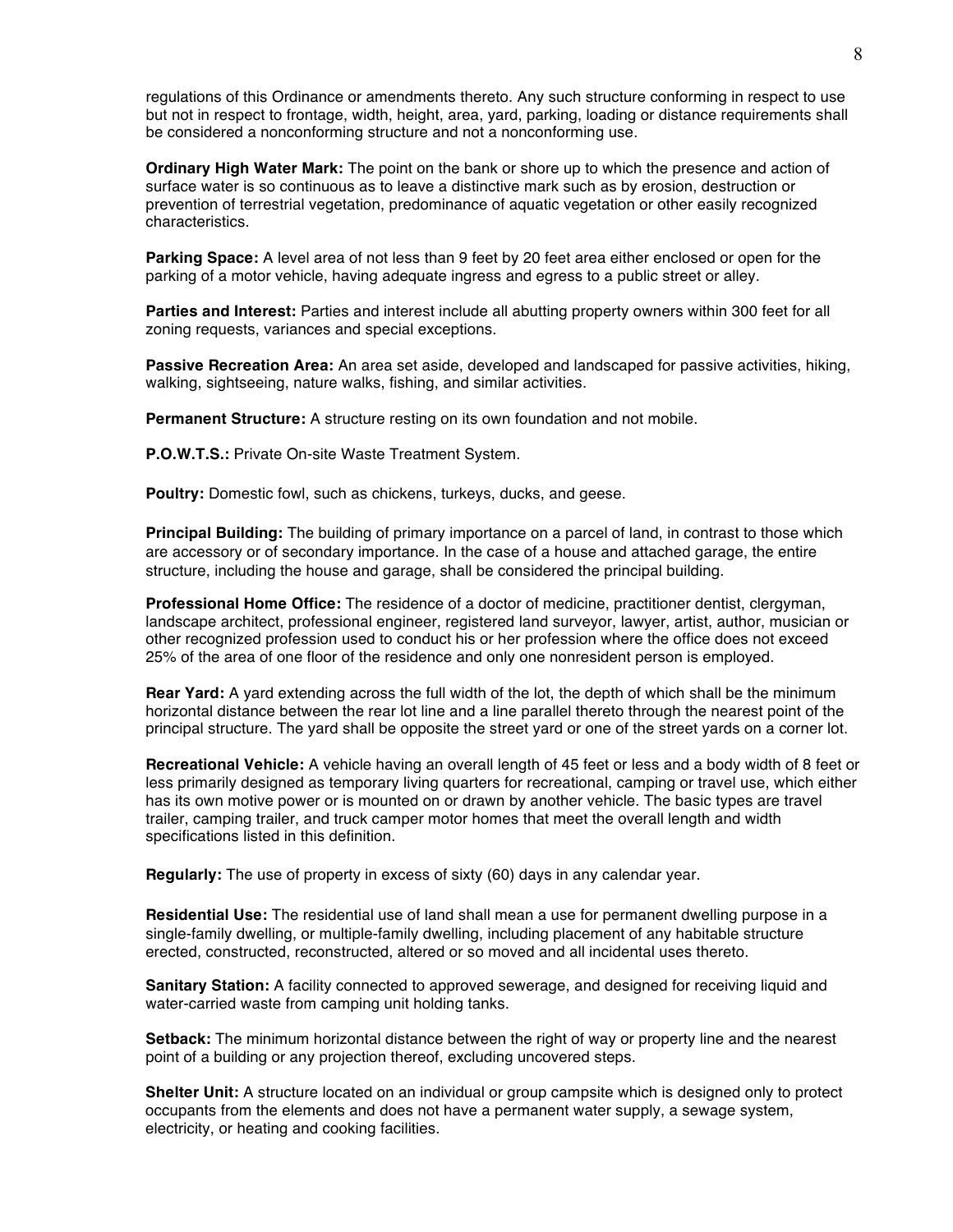regulations of this Ordinance or amendments thereto. Any such structure conforming in respect to use but not in respect to frontage, width, height, area, yard, parking, loading or distance requirements shall be considered a nonconforming structure and not a nonconforming use.

**Ordinary High Water Mark:** The point on the bank or shore up to which the presence and action of surface water is so continuous as to leave a distinctive mark such as by erosion, destruction or prevention of terrestrial vegetation, predominance of aquatic vegetation or other easily recognized characteristics.

**Parking Space:** A level area of not less than 9 feet by 20 feet area either enclosed or open for the parking of a motor vehicle, having adequate ingress and egress to a public street or alley.

**Parties and Interest:** Parties and interest include all abutting property owners within 300 feet for all zoning requests, variances and special exceptions.

**Passive Recreation Area:** An area set aside, developed and landscaped for passive activities, hiking, walking, sightseeing, nature walks, fishing, and similar activities.

**Permanent Structure:** A structure resting on its own foundation and not mobile.

**P.O.W.T.S.:** Private On-site Waste Treatment System.

**Poultry:** Domestic fowl, such as chickens, turkeys, ducks, and geese.

**Principal Building:** The building of primary importance on a parcel of land, in contrast to those which are accessory or of secondary importance. In the case of a house and attached garage, the entire structure, including the house and garage, shall be considered the principal building.

**Professional Home Office:** The residence of a doctor of medicine, practitioner dentist, clergyman, landscape architect, professional engineer, registered land surveyor, lawyer, artist, author, musician or other recognized profession used to conduct his or her profession where the office does not exceed 25% of the area of one floor of the residence and only one nonresident person is employed.

**Rear Yard:** A yard extending across the full width of the lot, the depth of which shall be the minimum horizontal distance between the rear lot line and a line parallel thereto through the nearest point of the principal structure. The yard shall be opposite the street yard or one of the street yards on a corner lot.

**Recreational Vehicle:** A vehicle having an overall length of 45 feet or less and a body width of 8 feet or less primarily designed as temporary living quarters for recreational, camping or travel use, which either has its own motive power or is mounted on or drawn by another vehicle. The basic types are travel trailer, camping trailer, and truck camper motor homes that meet the overall length and width specifications listed in this definition.

**Regularly:** The use of property in excess of sixty (60) days in any calendar year.

**Residential Use:** The residential use of land shall mean a use for permanent dwelling purpose in a single-family dwelling, or multiple-family dwelling, including placement of any habitable structure erected, constructed, reconstructed, altered or so moved and all incidental uses thereto.

**Sanitary Station:** A facility connected to approved sewerage, and designed for receiving liquid and water-carried waste from camping unit holding tanks.

**Setback:** The minimum horizontal distance between the right of way or property line and the nearest point of a building or any projection thereof, excluding uncovered steps.

**Shelter Unit:** A structure located on an individual or group campsite which is designed only to protect occupants from the elements and does not have a permanent water supply, a sewage system, electricity, or heating and cooking facilities.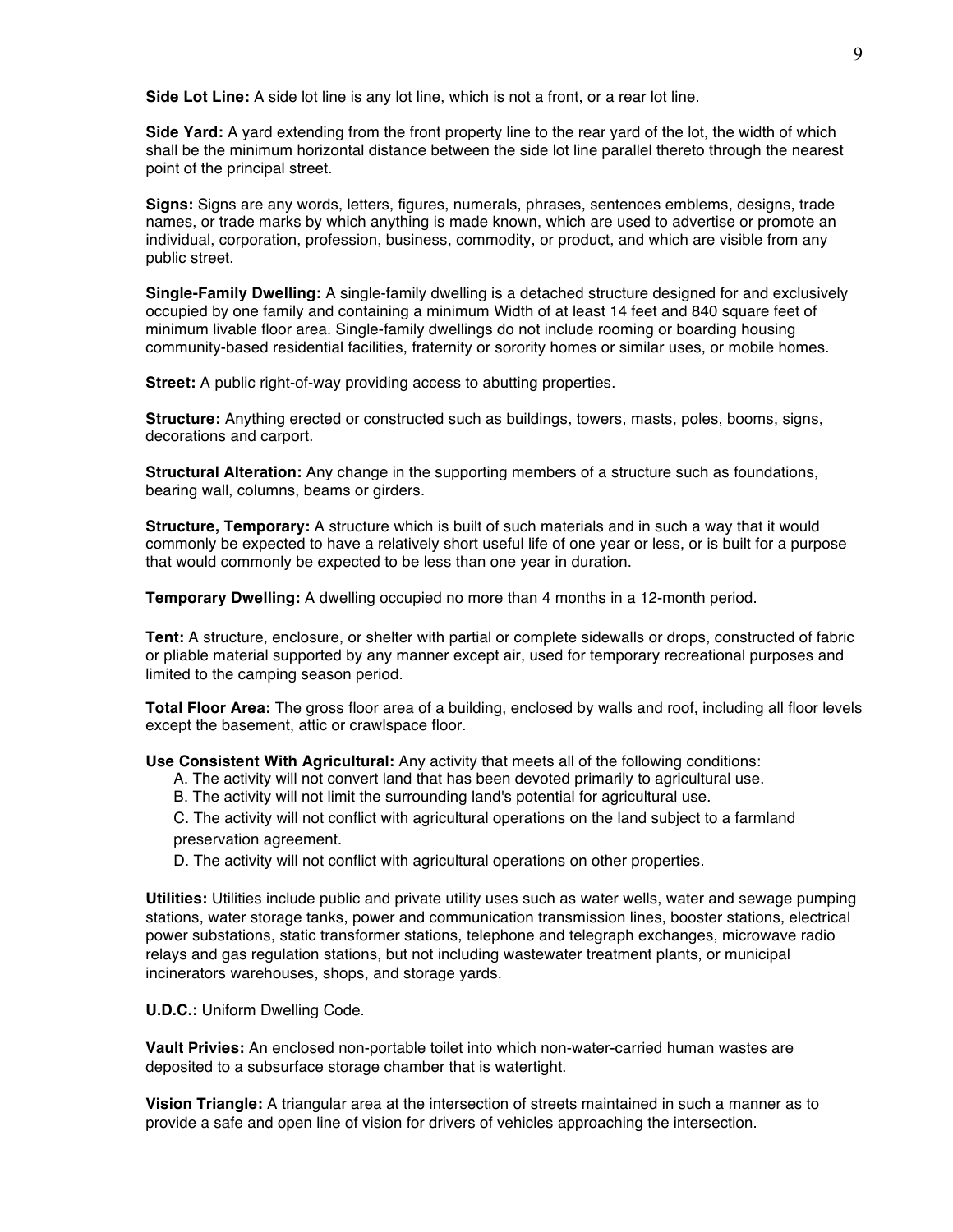**Side Lot Line:** A side lot line is any lot line, which is not a front, or a rear lot line.

**Side Yard:** A yard extending from the front property line to the rear yard of the lot, the width of which shall be the minimum horizontal distance between the side lot line parallel thereto through the nearest point of the principal street.

**Signs:** Signs are any words, letters, figures, numerals, phrases, sentences emblems, designs, trade names, or trade marks by which anything is made known, which are used to advertise or promote an individual, corporation, profession, business, commodity, or product, and which are visible from any public street.

**Single-Family Dwelling:** A single-family dwelling is a detached structure designed for and exclusively occupied by one family and containing a minimum Width of at least 14 feet and 840 square feet of minimum livable floor area. Single-family dwellings do not include rooming or boarding housing community-based residential facilities, fraternity or sorority homes or similar uses, or mobile homes.

**Street:** A public right-of-way providing access to abutting properties.

**Structure:** Anything erected or constructed such as buildings, towers, masts, poles, booms, signs, decorations and carport.

**Structural Alteration:** Any change in the supporting members of a structure such as foundations, bearing wall, columns, beams or girders.

**Structure, Temporary:** A structure which is built of such materials and in such a way that it would commonly be expected to have a relatively short useful life of one year or less, or is built for a purpose that would commonly be expected to be less than one year in duration.

**Temporary Dwelling:** A dwelling occupied no more than 4 months in a 12-month period.

**Tent:** A structure, enclosure, or shelter with partial or complete sidewalls or drops, constructed of fabric or pliable material supported by any manner except air, used for temporary recreational purposes and limited to the camping season period.

**Total Floor Area:** The gross floor area of a building, enclosed by walls and roof, including all floor levels except the basement, attic or crawlspace floor.

**Use Consistent With Agricultural:** Any activity that meets all of the following conditions:

A. The activity will not convert land that has been devoted primarily to agricultural use.

B. The activity will not limit the surrounding land's potential for agricultural use.

C. The activity will not conflict with agricultural operations on the land subject to a farmland preservation agreement.

D. The activity will not conflict with agricultural operations on other properties.

**Utilities:** Utilities include public and private utility uses such as water wells, water and sewage pumping stations, water storage tanks, power and communication transmission lines, booster stations, electrical power substations, static transformer stations, telephone and telegraph exchanges, microwave radio relays and gas regulation stations, but not including wastewater treatment plants, or municipal incinerators warehouses, shops, and storage yards.

**U.D.C.:** Uniform Dwelling Code.

**Vault Privies:** An enclosed non-portable toilet into which non-water-carried human wastes are deposited to a subsurface storage chamber that is watertight.

**Vision Triangle:** A triangular area at the intersection of streets maintained in such a manner as to provide a safe and open line of vision for drivers of vehicles approaching the intersection.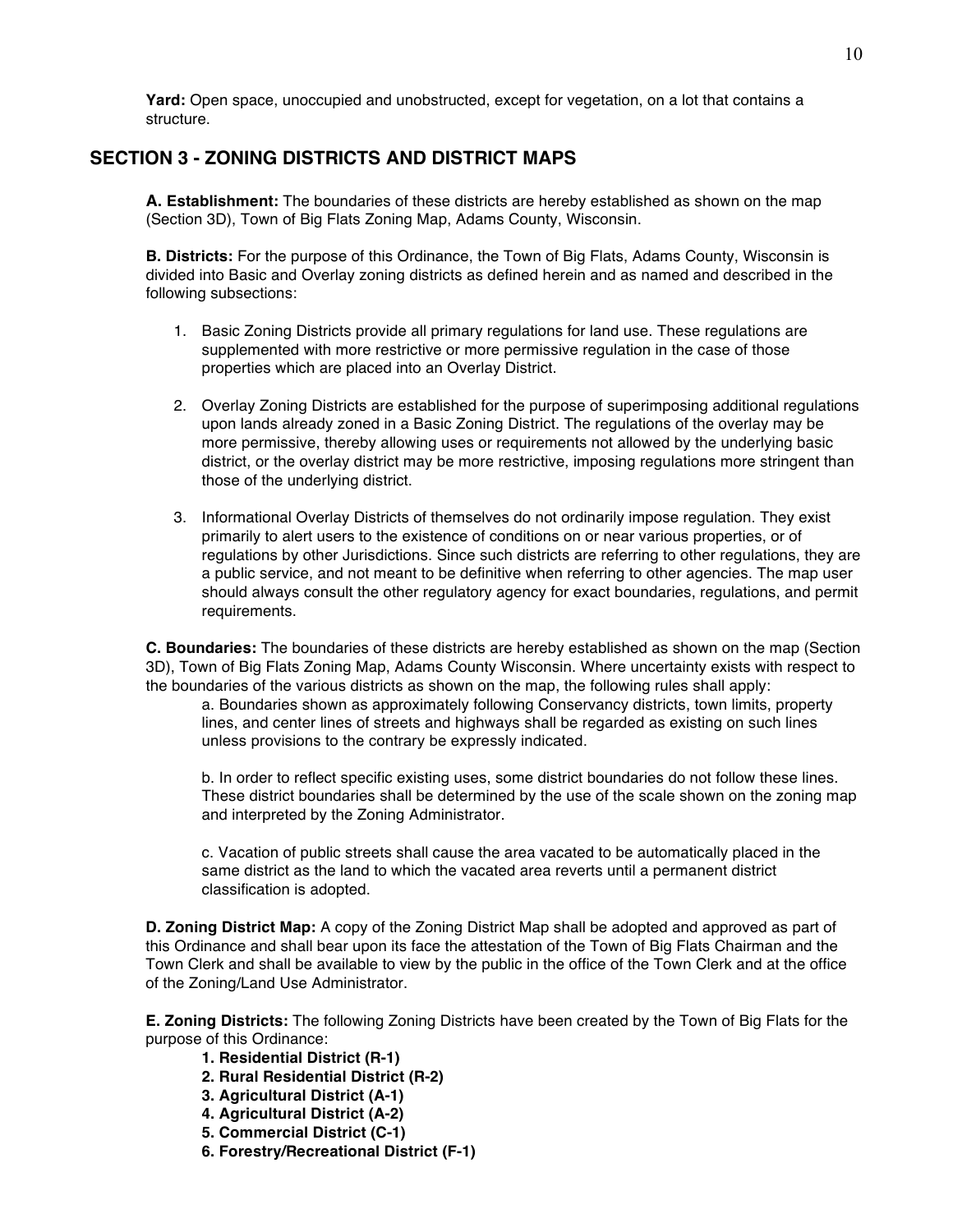**Yard:** Open space, unoccupied and unobstructed, except for vegetation, on a lot that contains a structure.

## SECTION 3 - ZONING DISTRICTS AND DISTRICT MAPS

**A. Establishment:** The boundaries of these districts are hereby established as shown on the map (Section 3D), Town of Big Flats Zoning Map, Adams County, Wisconsin.

**B. Districts:** For the purpose of this Ordinance, the Town of Big Flats, Adams County, Wisconsin is divided into Basic and Overlay zoning districts as defined herein and as named and described in the following subsections:

1. Basic Zoning Districts provide all primary regulations for land use. These regulations are supplemented with more restrictive or more permissive regulation in the case of those properties which are placed into an Overlay District.

2. Overlay Zoning Districts are established for the purpose of superimposing additional regulations upon lands already zoned in a Basic Zoning District. The regulations of the overlay may be more permissive, thereby allowing uses or requirements not allowed by the underlying basic district, or the overlay district may be more restrictive, imposing regulations more stringent than those of the underlying district.

3. Informational Overlay Districts of themselves do not ordinarily impose regulation. They exist primarily to alert users to the existence of conditions on or near various properties, or of regulations by other Jurisdictions. Since such districts are referring to other regulations, they are a public service, and not meant to be definitive when referring to other agencies. The map user should always consult the other regulatory agency for exact boundaries, regulations, and permit requirements.

**C. Boundaries:** The boundaries of these districts are hereby established as shown on the map (Section 3D), Town of Big Flats Zoning Map, Adams County Wisconsin. Where uncertainty exists with respect to the boundaries of the various districts as shown on the map, the following rules shall apply:

a. Boundaries shown as approximately following Conservancy districts, town limits, property lines, and center lines of streets and highways shall be regarded as existing on such lines unless provisions to the contrary be expressly indicated.

b. In order to reflect specific existing uses, some district boundaries do not follow these lines. These district boundaries shall be determined by the use of the scale shown on the zoning map and interpreted by the Zoning Administrator.

c. Vacation of public streets shall cause the area vacated to be automatically placed in the same district as the land to which the vacated area reverts until a permanent district classification is adopted.

**D. Zoning District Map:** A copy of the Zoning District Map shall be adopted and approved as part of this Ordinance and shall bear upon its face the attestation of the Town of Big Flats Chairman and the Town Clerk and shall be available to view by the public in the office of the Town Clerk and at the office of the Zoning/Land Use Administrator.

**E. Zoning Districts:** The following Zoning Districts have been created by the Town of Big Flats for the purpose of this Ordinance:

**1. Residential District (R-1)**
**2. Rural Residential District (R-2)**
**3. Agricultural District (A-1)**
**4. Agricultural District (A-2)**
**5. Commercial District (C-1)**
**6. Forestry/Recreational District (F-1)**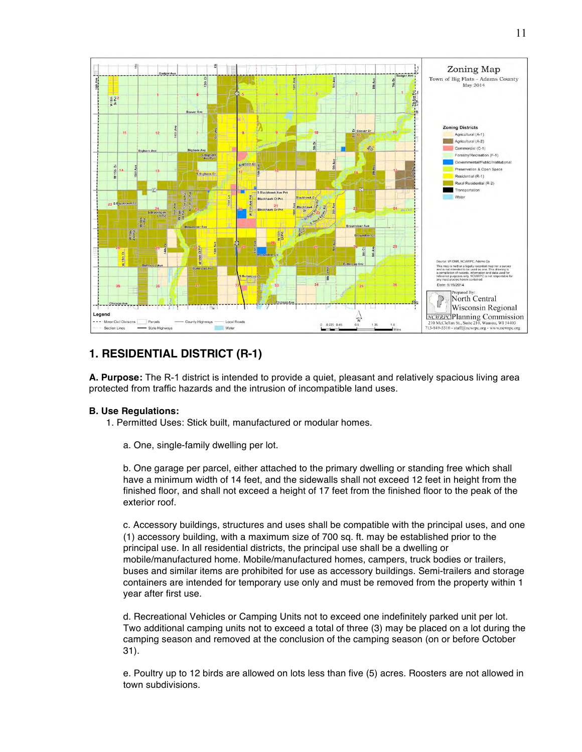# 1. RESIDENTIAL DISTRICT (R-1)

**A. Purpose:** The R-1 district is intended to provide a quiet, pleasant and relatively spacious living area protected from traffic hazards and the intrusion of incompatible land uses.

**B. Use Regulations:**

1. Permitted Uses: Stick built, manufactured or modular homes.

   a. One, single-family dwelling per lot.

   b. One garage per parcel, either attached to the primary dwelling or standing free which shall have a minimum width of 14 feet, and the sidewalls shall not exceed 12 feet in height from the finished floor, and shall not exceed a height of 17 feet from the finished floor to the peak of the exterior roof.

   c. Accessory buildings, structures and uses shall be compatible with the principal uses, and one (1) accessory building, with a maximum size of 700 sq. ft. may be established prior to the principal use. In all residential districts, the principal use shall be a dwelling or mobile/manufactured home. Mobile/manufactured homes, campers, truck bodies or trailers, buses and similar items are prohibited for use as accessory buildings. Semi-trailers and storage containers are intended for temporary use only and must be removed from the property within 1 year after first use.

   d. Recreational Vehicles or Camping Units not to exceed one indefinitely parked unit per lot. Two additional camping units not to exceed a total of three (3) may be placed on a lot during the camping season and removed at the conclusion of the camping season (on or before October 31).

   e. Poultry up to 12 birds are allowed on lots less than five (5) acres. Roosters are not allowed in town subdivisions.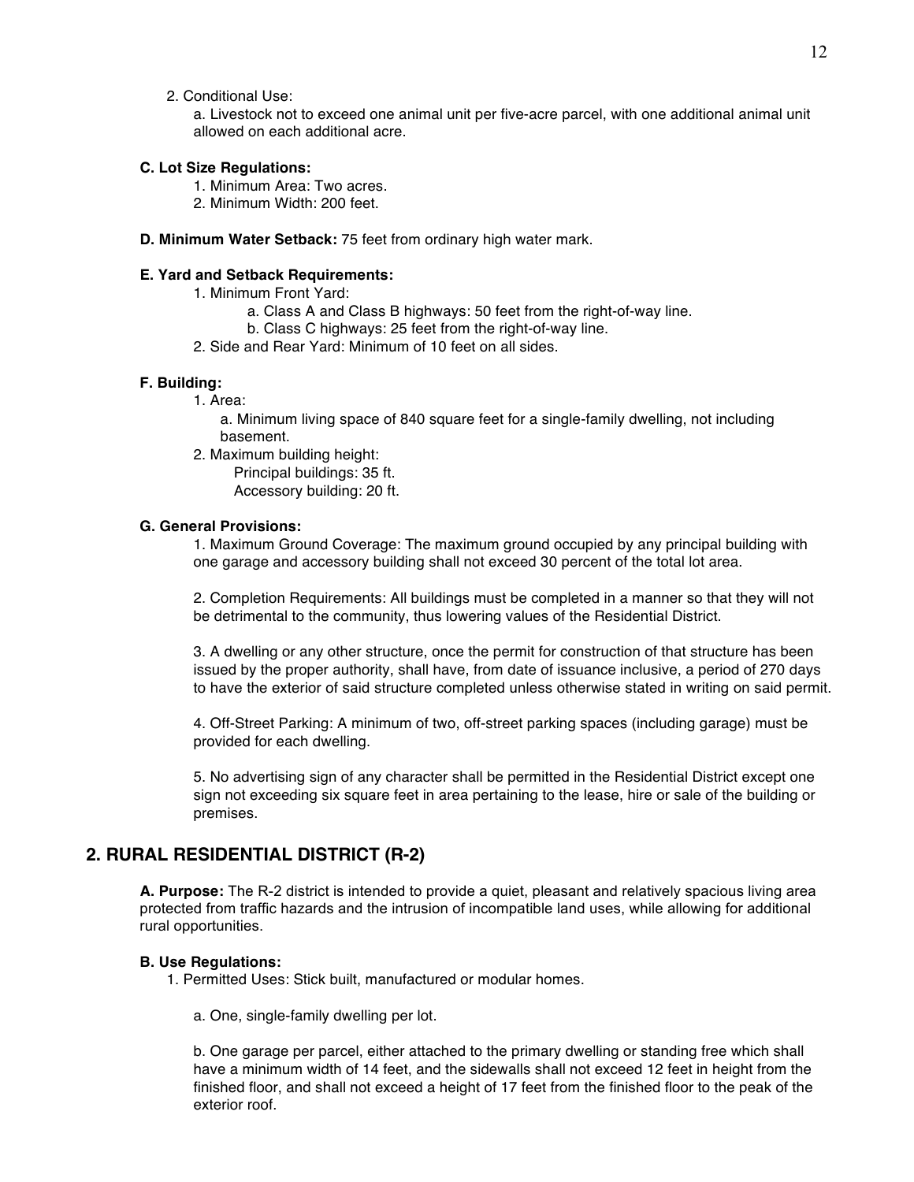2. Conditional Use:

a. Livestock not to exceed one animal unit per five-acre parcel, with one additional animal unit allowed on each additional acre.

**C. Lot Size Regulations:**

1. Minimum Area: Two acres.
2. Minimum Width: 200 feet.

**D. Minimum Water Setback:** 75 feet from ordinary high water mark.

**E. Yard and Setback Requirements:**

1. Minimum Front Yard:
    a. Class A and Class B highways: 50 feet from the right-of-way line.
    b. Class C highways: 25 feet from the right-of-way line.
2. Side and Rear Yard: Minimum of 10 feet on all sides.

**F. Building:**

1. Area:
    a. Minimum living space of 840 square feet for a single-family dwelling, not including basement.
2. Maximum building height:
    Principal buildings: 35 ft.
    Accessory building: 20 ft.

**G. General Provisions:**

1. Maximum Ground Coverage: The maximum ground occupied by any principal building with one garage and accessory building shall not exceed 30 percent of the total lot area.

2. Completion Requirements: All buildings must be completed in a manner so that they will not be detrimental to the community, thus lowering values of the Residential District.

3. A dwelling or any other structure, once the permit for construction of that structure has been issued by the proper authority, shall have, from date of issuance inclusive, a period of 270 days to have the exterior of said structure completed unless otherwise stated in writing on said permit.

4. Off-Street Parking: A minimum of two, off-street parking spaces (including garage) must be provided for each dwelling.

5. No advertising sign of any character shall be permitted in the Residential District except one sign not exceeding six square feet in area pertaining to the lease, hire or sale of the building or premises.

## 2. RURAL RESIDENTIAL DISTRICT (R-2)

**A. Purpose:** The R-2 district is intended to provide a quiet, pleasant and relatively spacious living area protected from traffic hazards and the intrusion of incompatible land uses, while allowing for additional rural opportunities.

**B. Use Regulations:**

1. Permitted Uses: Stick built, manufactured or modular homes.

    a. One, single-family dwelling per lot.

    b. One garage per parcel, either attached to the primary dwelling or standing free which shall have a minimum width of 14 feet, and the sidewalls shall not exceed 12 feet in height from the finished floor, and shall not exceed a height of 17 feet from the finished floor to the peak of the exterior roof.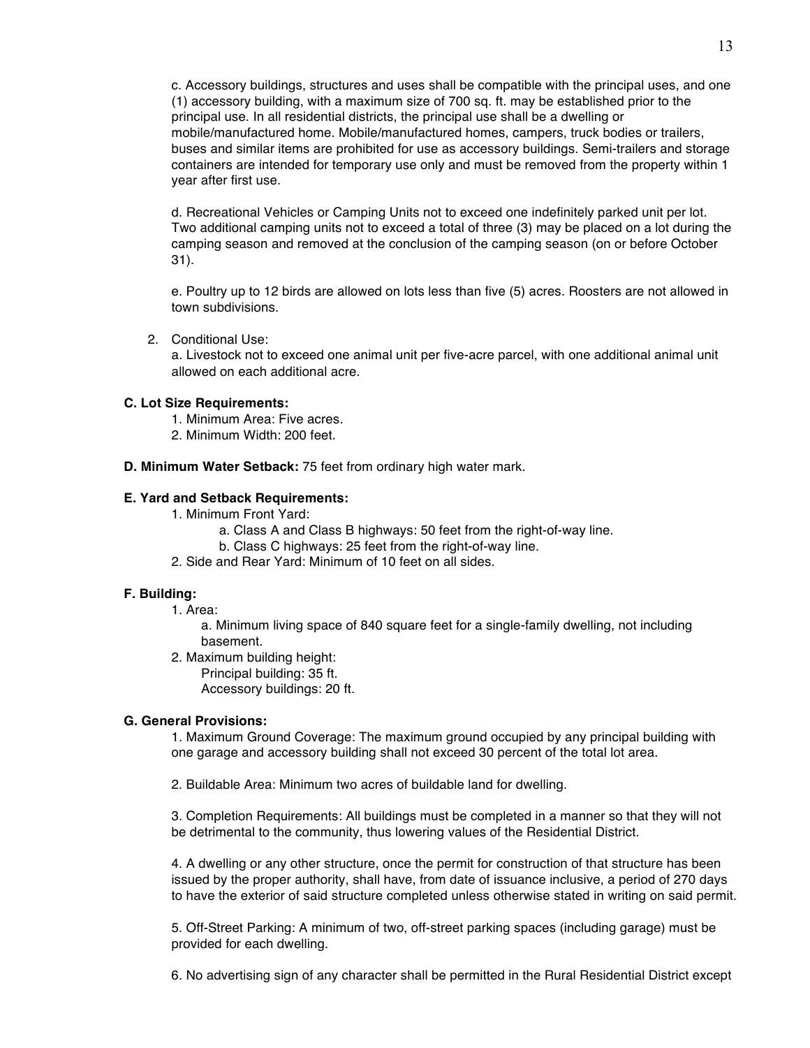c. Accessory buildings, structures and uses shall be compatible with the principal uses, and one (1) accessory building, with a maximum size of 700 sq. ft. may be established prior to the principal use. In all residential districts, the principal use shall be a dwelling or mobile/manufactured home. Mobile/manufactured homes, campers, truck bodies or trailers, buses and similar items are prohibited for use as accessory buildings. Semi-trailers and storage containers are intended for temporary use only and must be removed from the property within 1 year after first use.

d. Recreational Vehicles or Camping Units not to exceed one indefinitely parked unit per lot. Two additional camping units not to exceed a total of three (3) may be placed on a lot during the camping season and removed at the conclusion of the camping season (on or before October 31).

e. Poultry up to 12 birds are allowed on lots less than five (5) acres. Roosters are not allowed in town subdivisions.

2. Conditional Use:
   a. Livestock not to exceed one animal unit per five-acre parcel, with one additional animal unit allowed on each additional acre.

**C. Lot Size Requirements:**

1. Minimum Area: Five acres.
2. Minimum Width: 200 feet.

**D. Minimum Water Setback:** 75 feet from ordinary high water mark.

**E. Yard and Setback Requirements:**

1. Minimum Front Yard:
   a. Class A and Class B highways: 50 feet from the right-of-way line.
   b. Class C highways: 25 feet from the right-of-way line.
2. Side and Rear Yard: Minimum of 10 feet on all sides.

**F. Building:**

1. Area:
   a. Minimum living space of 840 square feet for a single-family dwelling, not including basement.
2. Maximum building height:
   Principal building: 35 ft.
   Accessory buildings: 20 ft.

**G. General Provisions:**

1. Maximum Ground Coverage: The maximum ground occupied by any principal building with one garage and accessory building shall not exceed 30 percent of the total lot area.

2. Buildable Area: Minimum two acres of buildable land for dwelling.

3. Completion Requirements: All buildings must be completed in a manner so that they will not be detrimental to the community, thus lowering values of the Residential District.

4. A dwelling or any other structure, once the permit for construction of that structure has been issued by the proper authority, shall have, from date of issuance inclusive, a period of 270 days to have the exterior of said structure completed unless otherwise stated in writing on said permit.

5. Off-Street Parking: A minimum of two, off-street parking spaces (including garage) must be provided for each dwelling.

6. No advertising sign of any character shall be permitted in the Rural Residential District except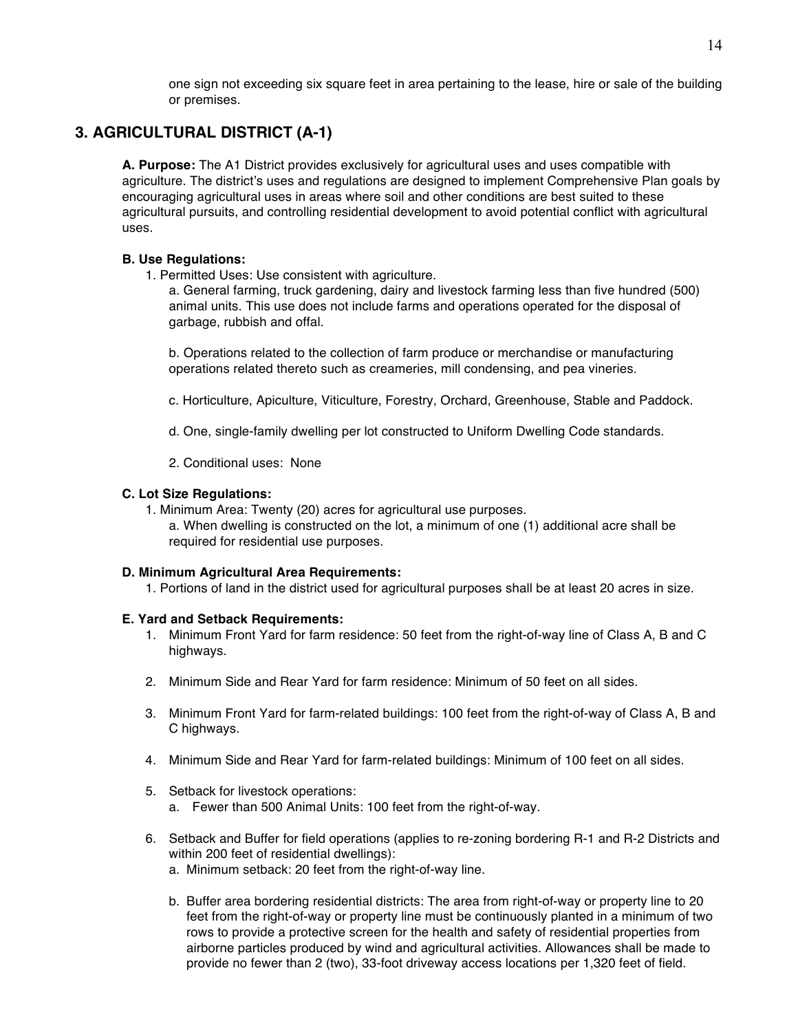one sign not exceeding six square feet in area pertaining to the lease, hire or sale of the building or premises.

## 3. AGRICULTURAL DISTRICT (A-1)

**A. Purpose:** The A1 District provides exclusively for agricultural uses and uses compatible with agriculture. The district's uses and regulations are designed to implement Comprehensive Plan goals by encouraging agricultural uses in areas where soil and other conditions are best suited to these agricultural pursuits, and controlling residential development to avoid potential conflict with agricultural uses.

**B. Use Regulations:**

1. Permitted Uses: Use consistent with agriculture.

   a. General farming, truck gardening, dairy and livestock farming less than five hundred (500) animal units. This use does not include farms and operations operated for the disposal of garbage, rubbish and offal.

   b. Operations related to the collection of farm produce or merchandise or manufacturing operations related thereto such as creameries, mill condensing, and pea vineries.

   c. Horticulture, Apiculture, Viticulture, Forestry, Orchard, Greenhouse, Stable and Paddock.

   d. One, single-family dwelling per lot constructed to Uniform Dwelling Code standards.

   2. Conditional uses: None

**C. Lot Size Regulations:**

1. Minimum Area: Twenty (20) acres for agricultural use purposes.

   a. When dwelling is constructed on the lot, a minimum of one (1) additional acre shall be required for residential use purposes.

**D. Minimum Agricultural Area Requirements:**

1. Portions of land in the district used for agricultural purposes shall be at least 20 acres in size.

**E. Yard and Setback Requirements:**

1. Minimum Front Yard for farm residence: 50 feet from the right-of-way line of Class A, B and C highways.

2. Minimum Side and Rear Yard for farm residence: Minimum of 50 feet on all sides.

3. Minimum Front Yard for farm-related buildings: 100 feet from the right-of-way of Class A, B and C highways.

4. Minimum Side and Rear Yard for farm-related buildings: Minimum of 100 feet on all sides.

5. Setback for livestock operations:

   a. Fewer than 500 Animal Units: 100 feet from the right-of-way.

6. Setback and Buffer for field operations (applies to re-zoning bordering R-1 and R-2 Districts and within 200 feet of residential dwellings):

   a. Minimum setback: 20 feet from the right-of-way line.

   b. Buffer area bordering residential districts: The area from right-of-way or property line to 20 feet from the right-of-way or property line must be continuously planted in a minimum of two rows to provide a protective screen for the health and safety of residential properties from airborne particles produced by wind and agricultural activities. Allowances shall be made to provide no fewer than 2 (two), 33-foot driveway access locations per 1,320 feet of field.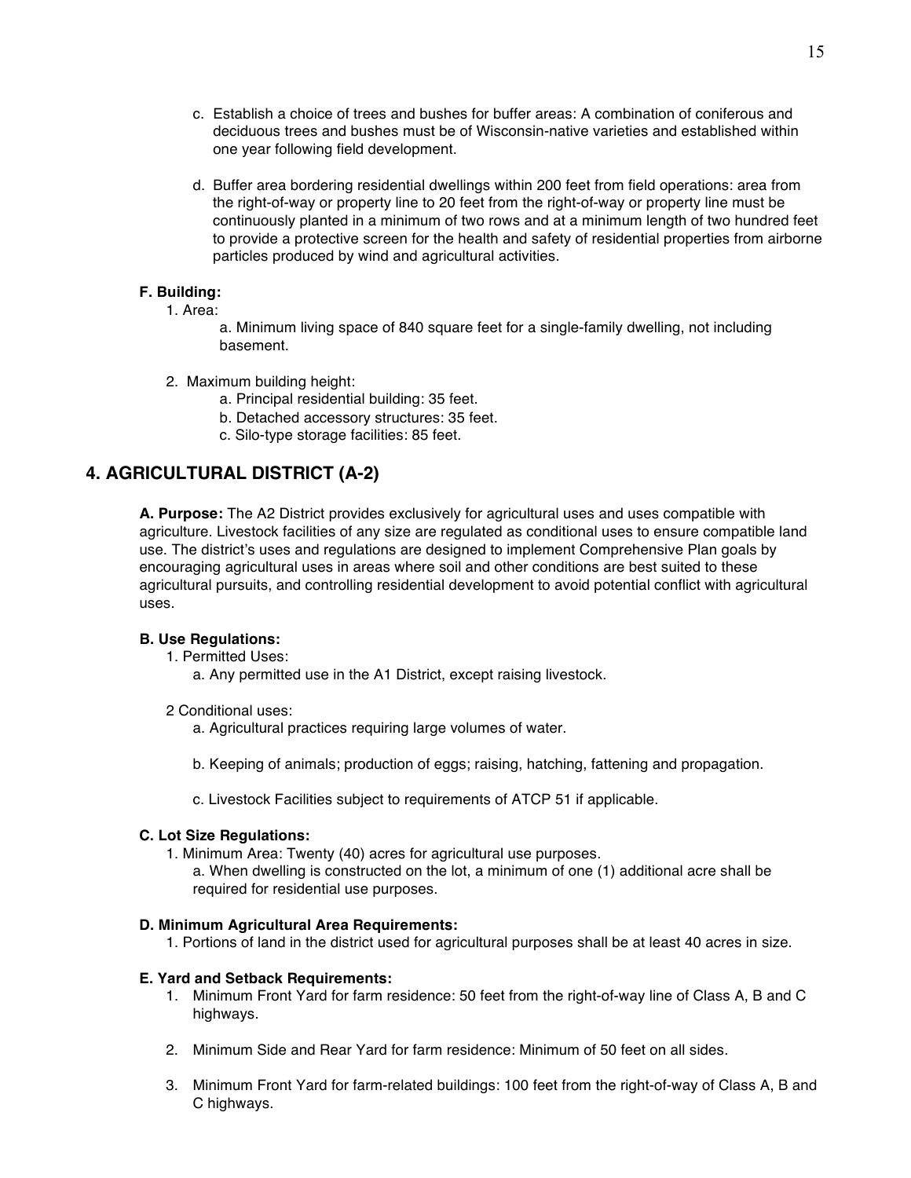c. Establish a choice of trees and bushes for buffer areas: A combination of coniferous and deciduous trees and bushes must be of Wisconsin-native varieties and established within one year following field development.

d. Buffer area bordering residential dwellings within 200 feet from field operations: area from the right-of-way or property line to 20 feet from the right-of-way or property line must be continuously planted in a minimum of two rows and at a minimum length of two hundred feet to provide a protective screen for the health and safety of residential properties from airborne particles produced by wind and agricultural activities.

**F. Building:**

1. Area:
   
   a. Minimum living space of 840 square feet for a single-family dwelling, not including basement.

2. Maximum building height:
   
   a. Principal residential building: 35 feet.
   
   b. Detached accessory structures: 35 feet.
   
   c. Silo-type storage facilities: 85 feet.

## 4. AGRICULTURAL DISTRICT (A-2)

**A. Purpose:** The A2 District provides exclusively for agricultural uses and uses compatible with agriculture. Livestock facilities of any size are regulated as conditional uses to ensure compatible land use. The district's uses and regulations are designed to implement Comprehensive Plan goals by encouraging agricultural uses in areas where soil and other conditions are best suited to these agricultural pursuits, and controlling residential development to avoid potential conflict with agricultural uses.

**B. Use Regulations:**

1. Permitted Uses:
   
   a. Any permitted use in the A1 District, except raising livestock.

2 Conditional uses:

   a. Agricultural practices requiring large volumes of water.
   
   b. Keeping of animals; production of eggs; raising, hatching, fattening and propagation.
   
   c. Livestock Facilities subject to requirements of ATCP 51 if applicable.

**C. Lot Size Regulations:**

1. Minimum Area: Twenty (40) acres for agricultural use purposes.
   
   a. When dwelling is constructed on the lot, a minimum of one (1) additional acre shall be required for residential use purposes.

**D. Minimum Agricultural Area Requirements:**

1. Portions of land in the district used for agricultural purposes shall be at least 40 acres in size.

**E. Yard and Setback Requirements:**

1. Minimum Front Yard for farm residence: 50 feet from the right-of-way line of Class A, B and C highways.

2. Minimum Side and Rear Yard for farm residence: Minimum of 50 feet on all sides.

3. Minimum Front Yard for farm-related buildings: 100 feet from the right-of-way of Class A, B and C highways.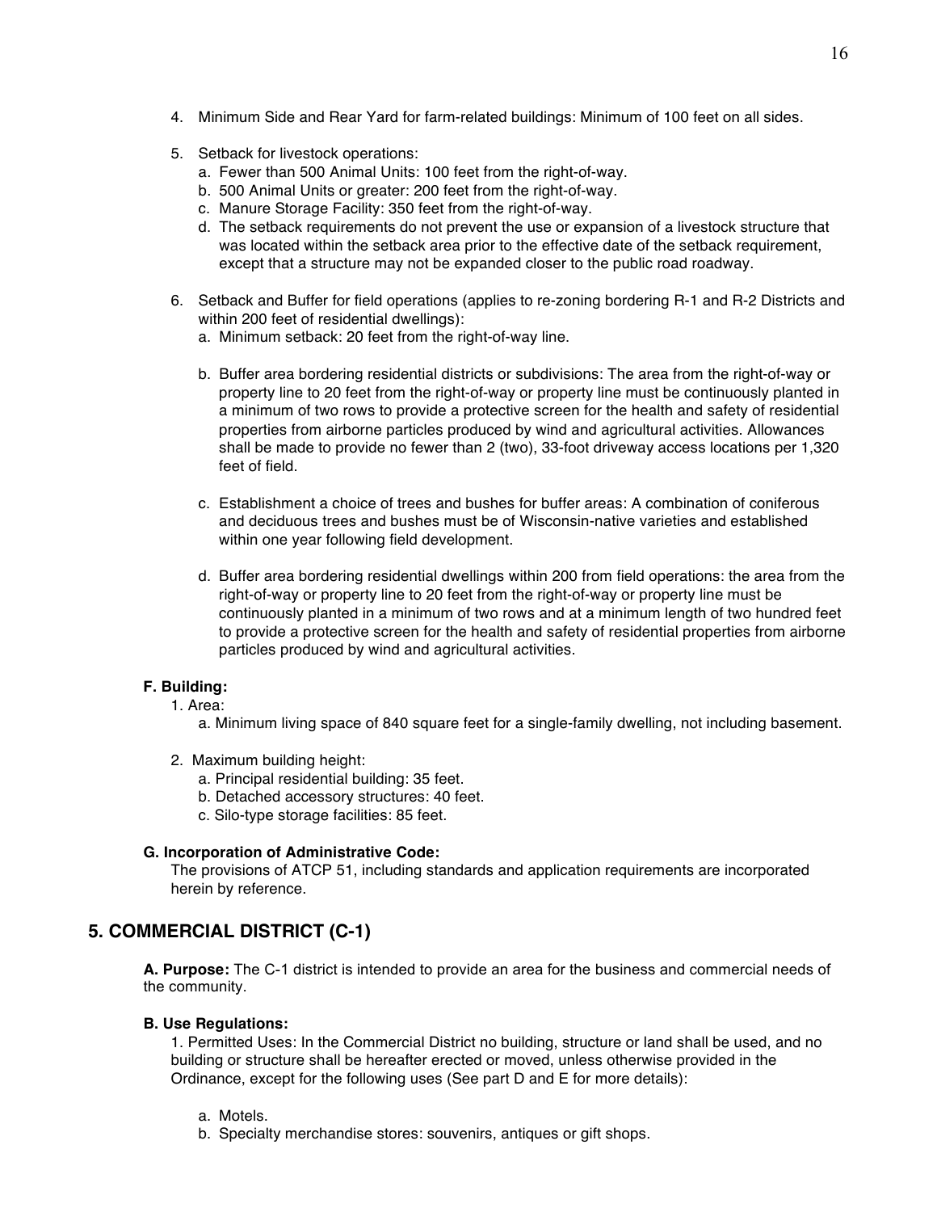4. Minimum Side and Rear Yard for farm-related buildings: Minimum of 100 feet on all sides.

5. Setback for livestock operations:
   a. Fewer than 500 Animal Units: 100 feet from the right-of-way.
   b. 500 Animal Units or greater: 200 feet from the right-of-way.
   c. Manure Storage Facility: 350 feet from the right-of-way.
   d. The setback requirements do not prevent the use or expansion of a livestock structure that was located within the setback area prior to the effective date of the setback requirement, except that a structure may not be expanded closer to the public road roadway.

6. Setback and Buffer for field operations (applies to re-zoning bordering R-1 and R-2 Districts and within 200 feet of residential dwellings):
   a. Minimum setback: 20 feet from the right-of-way line.

   b. Buffer area bordering residential districts or subdivisions: The area from the right-of-way or property line to 20 feet from the right-of-way or property line must be continuously planted in a minimum of two rows to provide a protective screen for the health and safety of residential properties from airborne particles produced by wind and agricultural activities. Allowances shall be made to provide no fewer than 2 (two), 33-foot driveway access locations per 1,320 feet of field.

   c. Establishment a choice of trees and bushes for buffer areas: A combination of coniferous and deciduous trees and bushes must be of Wisconsin-native varieties and established within one year following field development.

   d. Buffer area bordering residential dwellings within 200 from field operations: the area from the right-of-way or property line to 20 feet from the right-of-way or property line must be continuously planted in a minimum of two rows and at a minimum length of two hundred feet to provide a protective screen for the health and safety of residential properties from airborne particles produced by wind and agricultural activities.

**F. Building:**

1. Area:
   a. Minimum living space of 840 square feet for a single-family dwelling, not including basement.

2. Maximum building height:
   a. Principal residential building: 35 feet.
   b. Detached accessory structures: 40 feet.
   c. Silo-type storage facilities: 85 feet.

**G. Incorporation of Administrative Code:**

The provisions of ATCP 51, including standards and application requirements are incorporated herein by reference.

## 5. COMMERCIAL DISTRICT (C-1)

**A. Purpose:** The C-1 district is intended to provide an area for the business and commercial needs of the community.

**B. Use Regulations:**

1. Permitted Uses: In the Commercial District no building, structure or land shall be used, and no building or structure shall be hereafter erected or moved, unless otherwise provided in the Ordinance, except for the following uses (See part D and E for more details):

   a. Motels.
   b. Specialty merchandise stores: souvenirs, antiques or gift shops.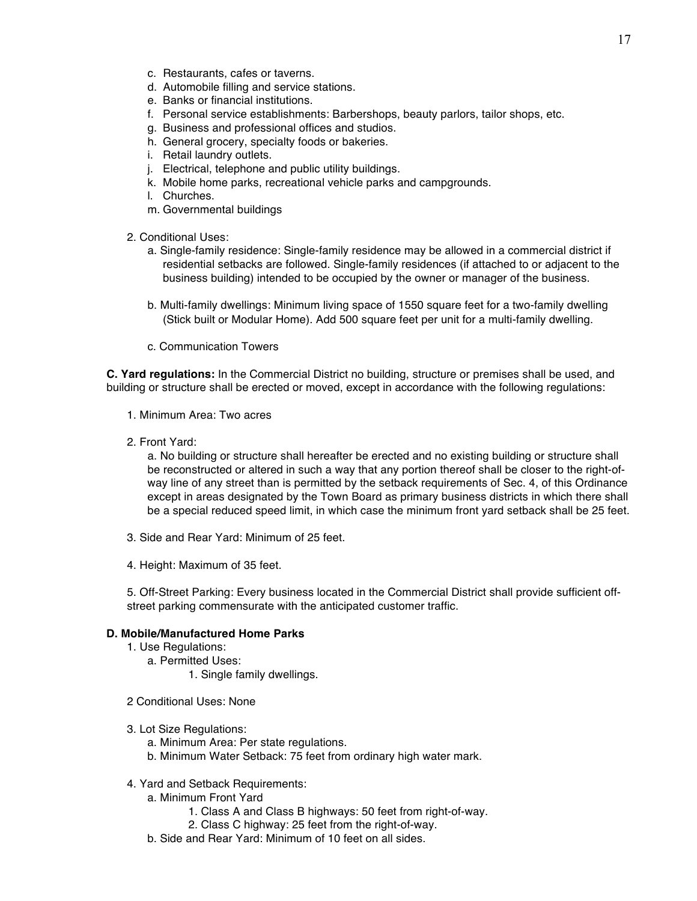c. Restaurants, cafes or taverns.
d. Automobile filling and service stations.
e. Banks or financial institutions.
f. Personal service establishments: Barbershops, beauty parlors, tailor shops, etc.
g. Business and professional offices and studios.
h. General grocery, specialty foods or bakeries.
i. Retail laundry outlets.
j. Electrical, telephone and public utility buildings.
k. Mobile home parks, recreational vehicle parks and campgrounds.
l. Churches.
m. Governmental buildings

2. Conditional Uses:
   a. Single-family residence: Single-family residence may be allowed in a commercial district if residential setbacks are followed. Single-family residences (if attached to or adjacent to the business building) intended to be occupied by the owner or manager of the business.

   b. Multi-family dwellings: Minimum living space of 1550 square feet for a two-family dwelling (Stick built or Modular Home). Add 500 square feet per unit for a multi-family dwelling.

   c. Communication Towers

**C. Yard regulations:** In the Commercial District no building, structure or premises shall be used, and building or structure shall be erected or moved, except in accordance with the following regulations:

1. Minimum Area: Two acres

2. Front Yard:
   a. No building or structure shall hereafter be erected and no existing building or structure shall be reconstructed or altered in such a way that any portion thereof shall be closer to the right-of-way line of any street than is permitted by the setback requirements of Sec. 4, of this Ordinance except in areas designated by the Town Board as primary business districts in which there shall be a special reduced speed limit, in which case the minimum front yard setback shall be 25 feet.

3. Side and Rear Yard: Minimum of 25 feet.

4. Height: Maximum of 35 feet.

5. Off-Street Parking: Every business located in the Commercial District shall provide sufficient off-street parking commensurate with the anticipated customer traffic.

**D. Mobile/Manufactured Home Parks**

1. Use Regulations:
   a. Permitted Uses:
      1. Single family dwellings.

2 Conditional Uses: None

3. Lot Size Regulations:
   a. Minimum Area: Per state regulations.
   b. Minimum Water Setback: 75 feet from ordinary high water mark.

4. Yard and Setback Requirements:
   a. Minimum Front Yard
      1. Class A and Class B highways: 50 feet from right-of-way.
      2. Class C highway: 25 feet from the right-of-way.
   b. Side and Rear Yard: Minimum of 10 feet on all sides.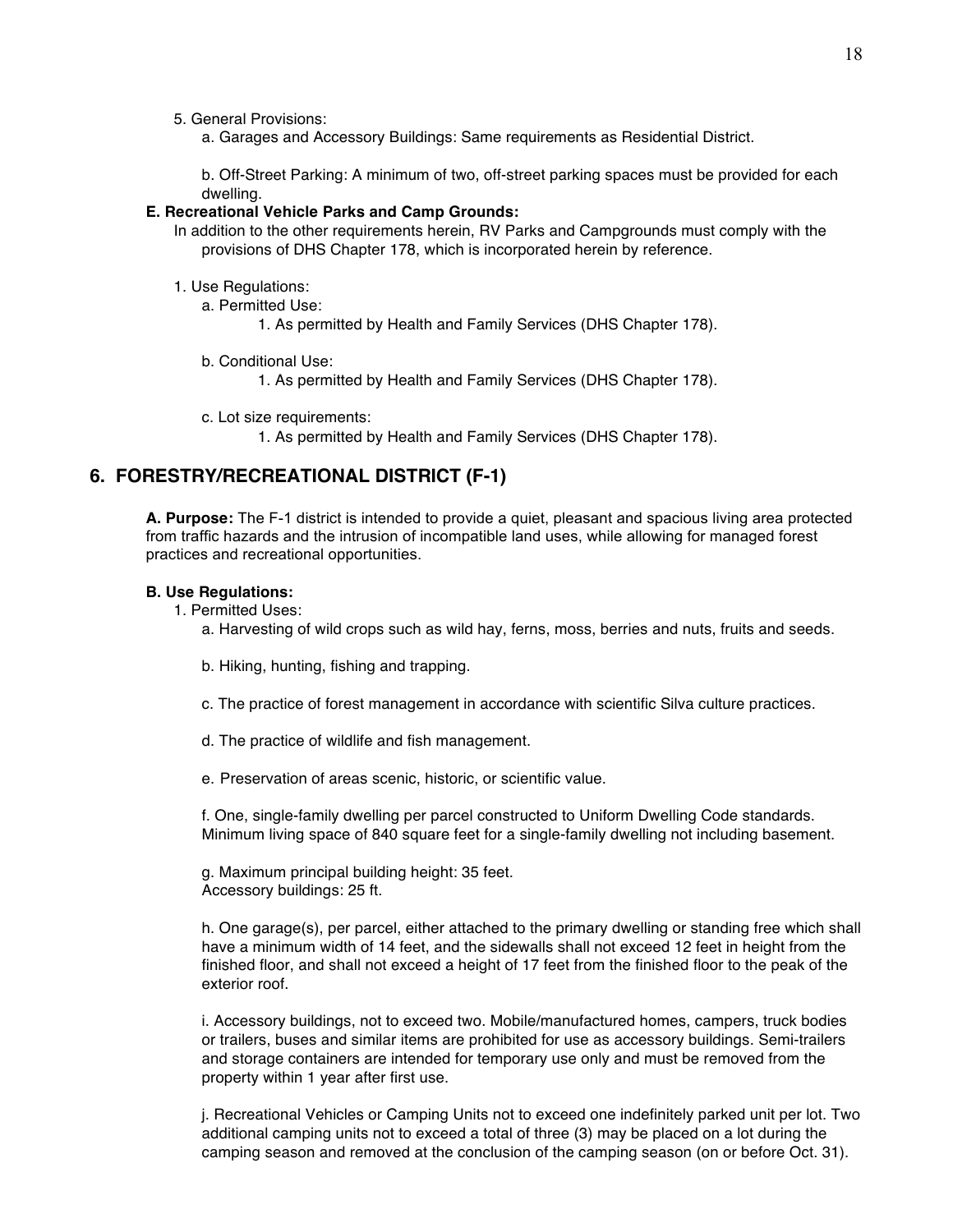5. General Provisions:
   a. Garages and Accessory Buildings: Same requirements as Residential District.

   b. Off-Street Parking: A minimum of two, off-street parking spaces must be provided for each dwelling.

**E. Recreational Vehicle Parks and Camp Grounds:**

In addition to the other requirements herein, RV Parks and Campgrounds must comply with the provisions of DHS Chapter 178, which is incorporated herein by reference.

1. Use Regulations:
   a. Permitted Use:
      1. As permitted by Health and Family Services (DHS Chapter 178).

   b. Conditional Use:
      1. As permitted by Health and Family Services (DHS Chapter 178).

   c. Lot size requirements:
      1. As permitted by Health and Family Services (DHS Chapter 178).

## 6. FORESTRY/RECREATIONAL DISTRICT (F-1)

**A. Purpose:** The F-1 district is intended to provide a quiet, pleasant and spacious living area protected from traffic hazards and the intrusion of incompatible land uses, while allowing for managed forest practices and recreational opportunities.

**B. Use Regulations:**

1. Permitted Uses:
   a. Harvesting of wild crops such as wild hay, ferns, moss, berries and nuts, fruits and seeds.

   b. Hiking, hunting, fishing and trapping.

   c. The practice of forest management in accordance with scientific Silva culture practices.

   d. The practice of wildlife and fish management.

   e. Preservation of areas scenic, historic, or scientific value.

   f. One, single-family dwelling per parcel constructed to Uniform Dwelling Code standards. Minimum living space of 840 square feet for a single-family dwelling not including basement.

   g. Maximum principal building height: 35 feet.
   Accessory buildings: 25 ft.

   h. One garage(s), per parcel, either attached to the primary dwelling or standing free which shall have a minimum width of 14 feet, and the sidewalls shall not exceed 12 feet in height from the finished floor, and shall not exceed a height of 17 feet from the finished floor to the peak of the exterior roof.

   i. Accessory buildings, not to exceed two. Mobile/manufactured homes, campers, truck bodies or trailers, buses and similar items are prohibited for use as accessory buildings. Semi-trailers and storage containers are intended for temporary use only and must be removed from the property within 1 year after first use.

   j. Recreational Vehicles or Camping Units not to exceed one indefinitely parked unit per lot. Two additional camping units not to exceed a total of three (3) may be placed on a lot during the camping season and removed at the conclusion of the camping season (on or before Oct. 31).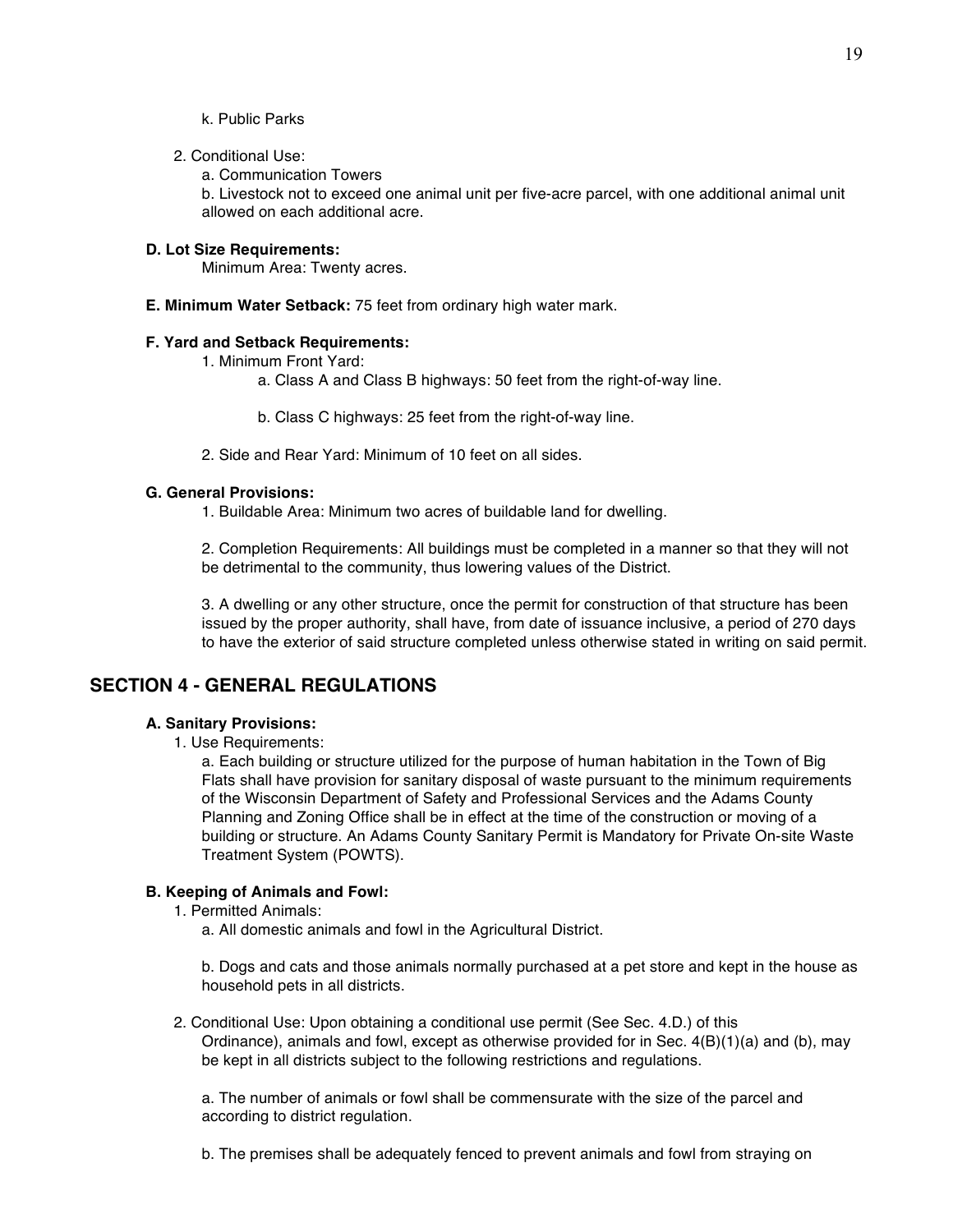k. Public Parks

2. Conditional Use:

   a. Communication Towers

   b. Livestock not to exceed one animal unit per five-acre parcel, with one additional animal unit allowed on each additional acre.

**D. Lot Size Requirements:**

Minimum Area: Twenty acres.

**E. Minimum Water Setback:** 75 feet from ordinary high water mark.

**F. Yard and Setback Requirements:**

1. Minimum Front Yard:

   a. Class A and Class B highways: 50 feet from the right-of-way line.

   b. Class C highways: 25 feet from the right-of-way line.

2. Side and Rear Yard: Minimum of 10 feet on all sides.

**G. General Provisions:**

1. Buildable Area: Minimum two acres of buildable land for dwelling.

2. Completion Requirements: All buildings must be completed in a manner so that they will not be detrimental to the community, thus lowering values of the District.

3. A dwelling or any other structure, once the permit for construction of that structure has been issued by the proper authority, shall have, from date of issuance inclusive, a period of 270 days to have the exterior of said structure completed unless otherwise stated in writing on said permit.

## SECTION 4 - GENERAL REGULATIONS

**A. Sanitary Provisions:**

1. Use Requirements:

   a. Each building or structure utilized for the purpose of human habitation in the Town of Big Flats shall have provision for sanitary disposal of waste pursuant to the minimum requirements of the Wisconsin Department of Safety and Professional Services and the Adams County Planning and Zoning Office shall be in effect at the time of the construction or moving of a building or structure. An Adams County Sanitary Permit is Mandatory for Private On-site Waste Treatment System (POWTS).

**B. Keeping of Animals and Fowl:**

1. Permitted Animals:

   a. All domestic animals and fowl in the Agricultural District.

   b. Dogs and cats and those animals normally purchased at a pet store and kept in the house as household pets in all districts.

2. Conditional Use: Upon obtaining a conditional use permit (See Sec. 4.D.) of this Ordinance), animals and fowl, except as otherwise provided for in Sec. 4(B)(1)(a) and (b), may be kept in all districts subject to the following restrictions and regulations.

   a. The number of animals or fowl shall be commensurate with the size of the parcel and according to district regulation.

   b. The premises shall be adequately fenced to prevent animals and fowl from straying on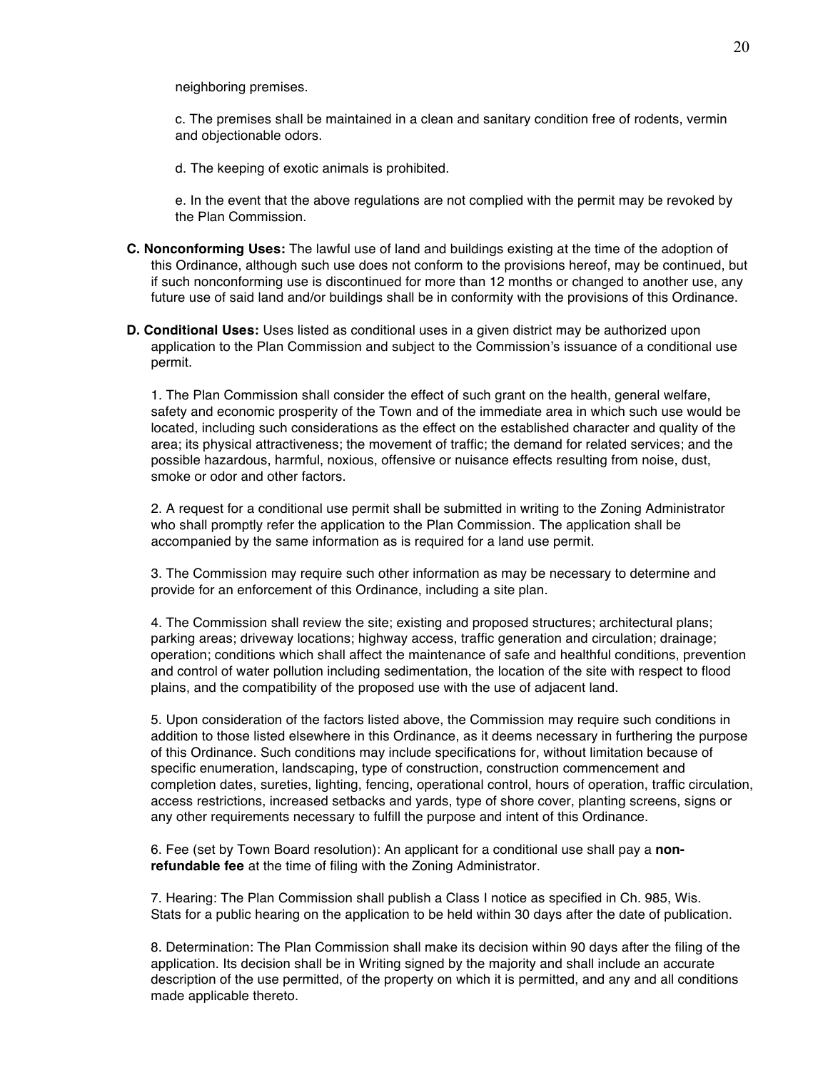neighboring premises.

c. The premises shall be maintained in a clean and sanitary condition free of rodents, vermin and objectionable odors.

d. The keeping of exotic animals is prohibited.

e. In the event that the above regulations are not complied with the permit may be revoked by the Plan Commission.

**C. Nonconforming Uses:** The lawful use of land and buildings existing at the time of the adoption of this Ordinance, although such use does not conform to the provisions hereof, may be continued, but if such nonconforming use is discontinued for more than 12 months or changed to another use, any future use of said land and/or buildings shall be in conformity with the provisions of this Ordinance.

**D. Conditional Uses:** Uses listed as conditional uses in a given district may be authorized upon application to the Plan Commission and subject to the Commission's issuance of a conditional use permit.

1. The Plan Commission shall consider the effect of such grant on the health, general welfare, safety and economic prosperity of the Town and of the immediate area in which such use would be located, including such considerations as the effect on the established character and quality of the area; its physical attractiveness; the movement of traffic; the demand for related services; and the possible hazardous, harmful, noxious, offensive or nuisance effects resulting from noise, dust, smoke or odor and other factors.

2. A request for a conditional use permit shall be submitted in writing to the Zoning Administrator who shall promptly refer the application to the Plan Commission. The application shall be accompanied by the same information as is required for a land use permit.

3. The Commission may require such other information as may be necessary to determine and provide for an enforcement of this Ordinance, including a site plan.

4. The Commission shall review the site; existing and proposed structures; architectural plans; parking areas; driveway locations; highway access, traffic generation and circulation; drainage; operation; conditions which shall affect the maintenance of safe and healthful conditions, prevention and control of water pollution including sedimentation, the location of the site with respect to flood plains, and the compatibility of the proposed use with the use of adjacent land.

5. Upon consideration of the factors listed above, the Commission may require such conditions in addition to those listed elsewhere in this Ordinance, as it deems necessary in furthering the purpose of this Ordinance. Such conditions may include specifications for, without limitation because of specific enumeration, landscaping, type of construction, construction commencement and completion dates, sureties, lighting, fencing, operational control, hours of operation, traffic circulation, access restrictions, increased setbacks and yards, type of shore cover, planting screens, signs or any other requirements necessary to fulfill the purpose and intent of this Ordinance.

6. Fee (set by Town Board resolution): An applicant for a conditional use shall pay a **non-refundable fee** at the time of filing with the Zoning Administrator.

7. Hearing: The Plan Commission shall publish a Class I notice as specified in Ch. 985, Wis. Stats for a public hearing on the application to be held within 30 days after the date of publication.

8. Determination: The Plan Commission shall make its decision within 90 days after the filing of the application. Its decision shall be in Writing signed by the majority and shall include an accurate description of the use permitted, of the property on which it is permitted, and any and all conditions made applicable thereto.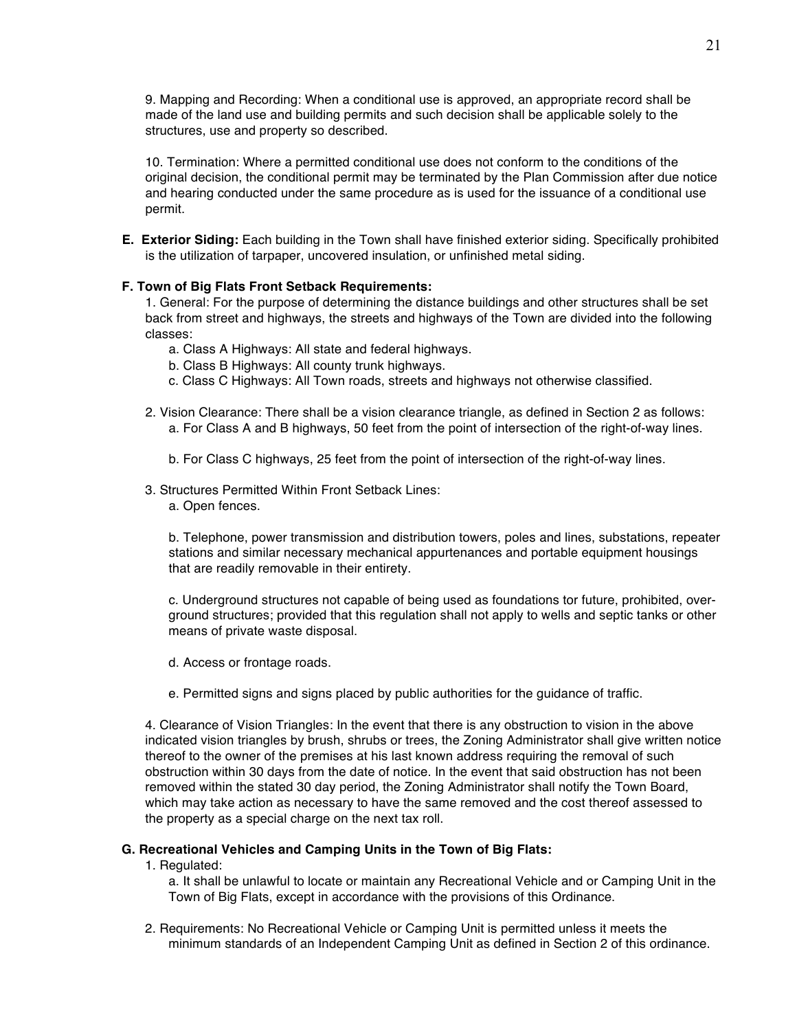9. Mapping and Recording: When a conditional use is approved, an appropriate record shall be made of the land use and building permits and such decision shall be applicable solely to the structures, use and property so described.

10. Termination: Where a permitted conditional use does not conform to the conditions of the original decision, the conditional permit may be terminated by the Plan Commission after due notice and hearing conducted under the same procedure as is used for the issuance of a conditional use permit.

**E. Exterior Siding:** Each building in the Town shall have finished exterior siding. Specifically prohibited is the utilization of tarpaper, uncovered insulation, or unfinished metal siding.

**F. Town of Big Flats Front Setback Requirements:**

1. General: For the purpose of determining the distance buildings and other structures shall be set back from street and highways, the streets and highways of the Town are divided into the following classes:
   - a. Class A Highways: All state and federal highways.
   - b. Class B Highways: All county trunk highways.
   - c. Class C Highways: All Town roads, streets and highways not otherwise classified.

2. Vision Clearance: There shall be a vision clearance triangle, as defined in Section 2 as follows:
   - a. For Class A and B highways, 50 feet from the point of intersection of the right-of-way lines.
   - b. For Class C highways, 25 feet from the point of intersection of the right-of-way lines.

3. Structures Permitted Within Front Setback Lines:
   - a. Open fences.
   - b. Telephone, power transmission and distribution towers, poles and lines, substations, repeater stations and similar necessary mechanical appurtenances and portable equipment housings that are readily removable in their entirety.
   - c. Underground structures not capable of being used as foundations tor future, prohibited, over-ground structures; provided that this regulation shall not apply to wells and septic tanks or other means of private waste disposal.
   - d. Access or frontage roads.
   - e. Permitted signs and signs placed by public authorities for the guidance of traffic.

4. Clearance of Vision Triangles: In the event that there is any obstruction to vision in the above indicated vision triangles by brush, shrubs or trees, the Zoning Administrator shall give written notice thereof to the owner of the premises at his last known address requiring the removal of such obstruction within 30 days from the date of notice. In the event that said obstruction has not been removed within the stated 30 day period, the Zoning Administrator shall notify the Town Board, which may take action as necessary to have the same removed and the cost thereof assessed to the property as a special charge on the next tax roll.

**G. Recreational Vehicles and Camping Units in the Town of Big Flats:**

1. Regulated:
   - a. It shall be unlawful to locate or maintain any Recreational Vehicle and or Camping Unit in the Town of Big Flats, except in accordance with the provisions of this Ordinance.

2. Requirements: No Recreational Vehicle or Camping Unit is permitted unless it meets the minimum standards of an Independent Camping Unit as defined in Section 2 of this ordinance.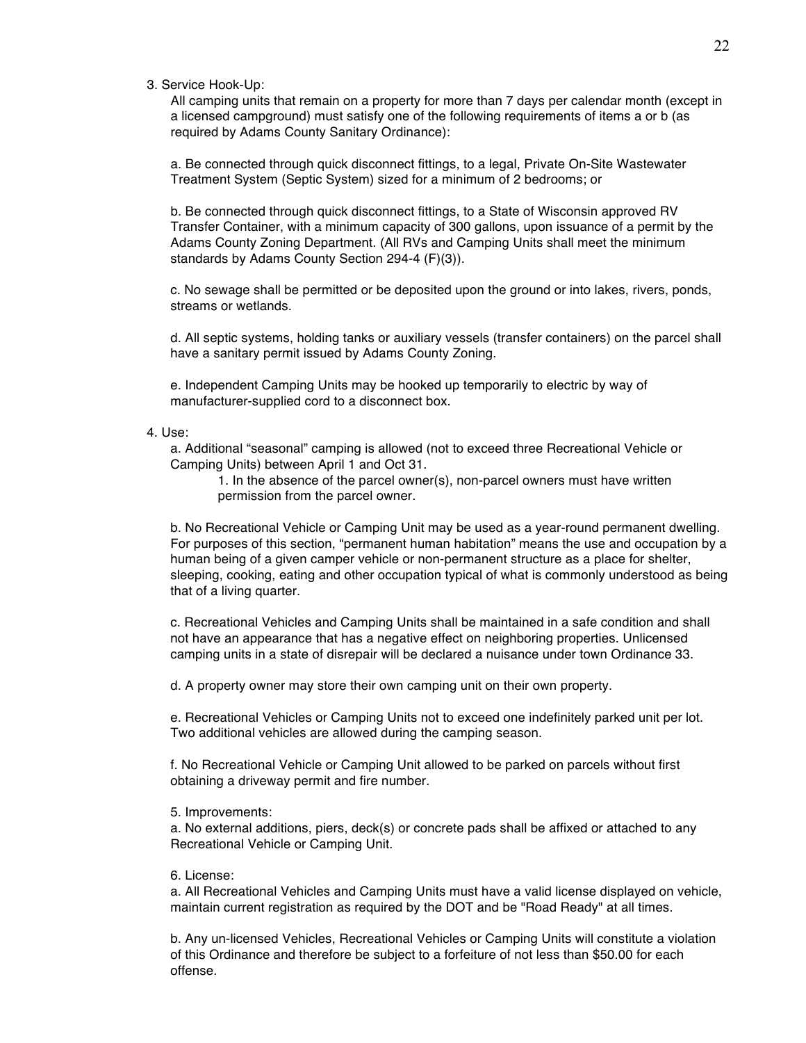3. Service Hook-Up:

All camping units that remain on a property for more than 7 days per calendar month (except in a licensed campground) must satisfy one of the following requirements of items a or b (as required by Adams County Sanitary Ordinance):

a. Be connected through quick disconnect fittings, to a legal, Private On-Site Wastewater Treatment System (Septic System) sized for a minimum of 2 bedrooms; or

b. Be connected through quick disconnect fittings, to a State of Wisconsin approved RV Transfer Container, with a minimum capacity of 300 gallons, upon issuance of a permit by the Adams County Zoning Department. (All RVs and Camping Units shall meet the minimum standards by Adams County Section 294-4 (F)(3)).

c. No sewage shall be permitted or be deposited upon the ground or into lakes, rivers, ponds, streams or wetlands.

d. All septic systems, holding tanks or auxiliary vessels (transfer containers) on the parcel shall have a sanitary permit issued by Adams County Zoning.

e. Independent Camping Units may be hooked up temporarily to electric by way of manufacturer-supplied cord to a disconnect box.

4. Use:

a. Additional "seasonal" camping is allowed (not to exceed three Recreational Vehicle or Camping Units) between April 1 and Oct 31.

1. In the absence of the parcel owner(s), non-parcel owners must have written permission from the parcel owner.

b. No Recreational Vehicle or Camping Unit may be used as a year-round permanent dwelling. For purposes of this section, "permanent human habitation" means the use and occupation by a human being of a given camper vehicle or non-permanent structure as a place for shelter, sleeping, cooking, eating and other occupation typical of what is commonly understood as being that of a living quarter.

c. Recreational Vehicles and Camping Units shall be maintained in a safe condition and shall not have an appearance that has a negative effect on neighboring properties. Unlicensed camping units in a state of disrepair will be declared a nuisance under town Ordinance 33.

d. A property owner may store their own camping unit on their own property.

e. Recreational Vehicles or Camping Units not to exceed one indefinitely parked unit per lot. Two additional vehicles are allowed during the camping season.

f. No Recreational Vehicle or Camping Unit allowed to be parked on parcels without first obtaining a driveway permit and fire number.

5. Improvements:

a. No external additions, piers, deck(s) or concrete pads shall be affixed or attached to any Recreational Vehicle or Camping Unit.

6. License:

a. All Recreational Vehicles and Camping Units must have a valid license displayed on vehicle, maintain current registration as required by the DOT and be "Road Ready" at all times.

b. Any un-licensed Vehicles, Recreational Vehicles or Camping Units will constitute a violation of this Ordinance and therefore be subject to a forfeiture of not less than $50.00 for each offense.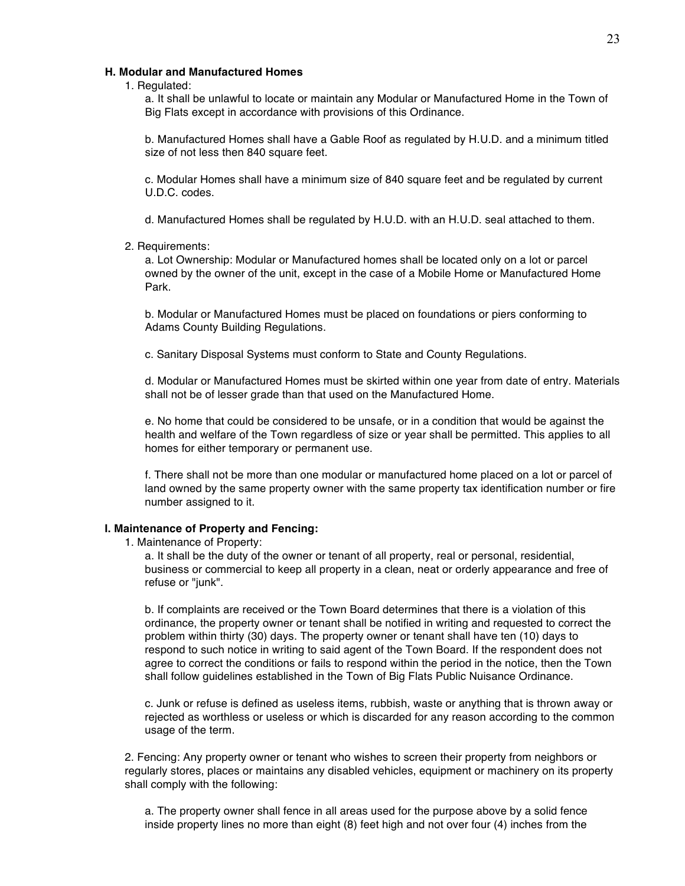**H. Modular and Manufactured Homes**

1. Regulated:

   a. It shall be unlawful to locate or maintain any Modular or Manufactured Home in the Town of Big Flats except in accordance with provisions of this Ordinance.

   b. Manufactured Homes shall have a Gable Roof as regulated by H.U.D. and a minimum titled size of not less then 840 square feet.

   c. Modular Homes shall have a minimum size of 840 square feet and be regulated by current U.D.C. codes.

   d. Manufactured Homes shall be regulated by H.U.D. with an H.U.D. seal attached to them.

2. Requirements:

   a. Lot Ownership: Modular or Manufactured homes shall be located only on a lot or parcel owned by the owner of the unit, except in the case of a Mobile Home or Manufactured Home Park.

   b. Modular or Manufactured Homes must be placed on foundations or piers conforming to Adams County Building Regulations.

   c. Sanitary Disposal Systems must conform to State and County Regulations.

   d. Modular or Manufactured Homes must be skirted within one year from date of entry. Materials shall not be of lesser grade than that used on the Manufactured Home.

   e. No home that could be considered to be unsafe, or in a condition that would be against the health and welfare of the Town regardless of size or year shall be permitted. This applies to all homes for either temporary or permanent use.

   f. There shall not be more than one modular or manufactured home placed on a lot or parcel of land owned by the same property owner with the same property tax identification number or fire number assigned to it.

**I. Maintenance of Property and Fencing:**

1. Maintenance of Property:

   a. It shall be the duty of the owner or tenant of all property, real or personal, residential, business or commercial to keep all property in a clean, neat or orderly appearance and free of refuse or "junk".

   b. If complaints are received or the Town Board determines that there is a violation of this ordinance, the property owner or tenant shall be notified in writing and requested to correct the problem within thirty (30) days. The property owner or tenant shall have ten (10) days to respond to such notice in writing to said agent of the Town Board. If the respondent does not agree to correct the conditions or fails to respond within the period in the notice, then the Town shall follow guidelines established in the Town of Big Flats Public Nuisance Ordinance.

   c. Junk or refuse is defined as useless items, rubbish, waste or anything that is thrown away or rejected as worthless or useless or which is discarded for any reason according to the common usage of the term.

2. Fencing: Any property owner or tenant who wishes to screen their property from neighbors or regularly stores, places or maintains any disabled vehicles, equipment or machinery on its property shall comply with the following:

   a. The property owner shall fence in all areas used for the purpose above by a solid fence inside property lines no more than eight (8) feet high and not over four (4) inches from the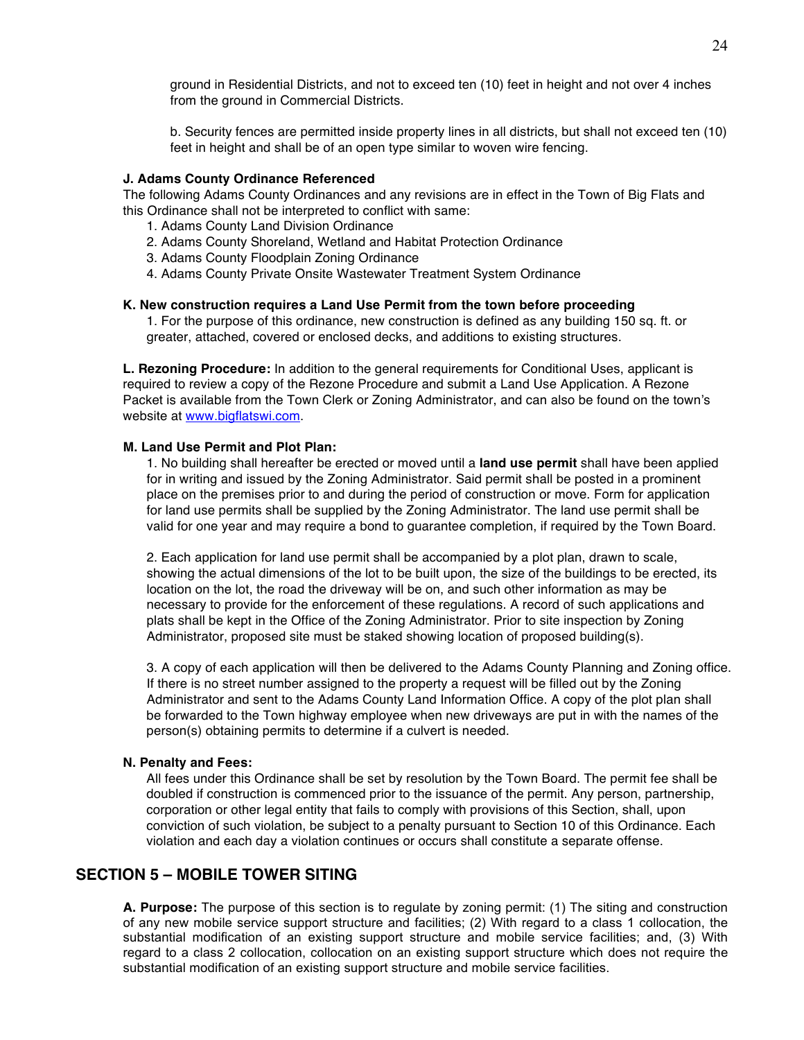ground in Residential Districts, and not to exceed ten (10) feet in height and not over 4 inches from the ground in Commercial Districts.

b. Security fences are permitted inside property lines in all districts, but shall not exceed ten (10) feet in height and shall be of an open type similar to woven wire fencing.

**J. Adams County Ordinance Referenced**

The following Adams County Ordinances and any revisions are in effect in the Town of Big Flats and this Ordinance shall not be interpreted to conflict with same:

1. Adams County Land Division Ordinance
2. Adams County Shoreland, Wetland and Habitat Protection Ordinance
3. Adams County Floodplain Zoning Ordinance
4. Adams County Private Onsite Wastewater Treatment System Ordinance

**K. New construction requires a Land Use Permit from the town before proceeding**

1. For the purpose of this ordinance, new construction is defined as any building 150 sq. ft. or greater, attached, covered or enclosed decks, and additions to existing structures.

**L. Rezoning Procedure:** In addition to the general requirements for Conditional Uses, applicant is required to review a copy of the Rezone Procedure and submit a Land Use Application. A Rezone Packet is available from the Town Clerk or Zoning Administrator, and can also be found on the town's website at www.bigflatswi.com.

**M. Land Use Permit and Plot Plan:**

1. No building shall hereafter be erected or moved until a **land use permit** shall have been applied for in writing and issued by the Zoning Administrator. Said permit shall be posted in a prominent place on the premises prior to and during the period of construction or move. Form for application for land use permits shall be supplied by the Zoning Administrator. The land use permit shall be valid for one year and may require a bond to guarantee completion, if required by the Town Board.

2. Each application for land use permit shall be accompanied by a plot plan, drawn to scale, showing the actual dimensions of the lot to be built upon, the size of the buildings to be erected, its location on the lot, the road the driveway will be on, and such other information as may be necessary to provide for the enforcement of these regulations. A record of such applications and plats shall be kept in the Office of the Zoning Administrator. Prior to site inspection by Zoning Administrator, proposed site must be staked showing location of proposed building(s).

3. A copy of each application will then be delivered to the Adams County Planning and Zoning office. If there is no street number assigned to the property a request will be filled out by the Zoning Administrator and sent to the Adams County Land Information Office. A copy of the plot plan shall be forwarded to the Town highway employee when new driveways are put in with the names of the person(s) obtaining permits to determine if a culvert is needed.

**N. Penalty and Fees:**

All fees under this Ordinance shall be set by resolution by the Town Board. The permit fee shall be doubled if construction is commenced prior to the issuance of the permit. Any person, partnership, corporation or other legal entity that fails to comply with provisions of this Section, shall, upon conviction of such violation, be subject to a penalty pursuant to Section 10 of this Ordinance. Each violation and each day a violation continues or occurs shall constitute a separate offense.

## SECTION 5 – MOBILE TOWER SITING

**A. Purpose:** The purpose of this section is to regulate by zoning permit: (1) The siting and construction of any new mobile service support structure and facilities; (2) With regard to a class 1 collocation, the substantial modification of an existing support structure and mobile service facilities; and, (3) With regard to a class 2 collocation, collocation on an existing support structure which does not require the substantial modification of an existing support structure and mobile service facilities.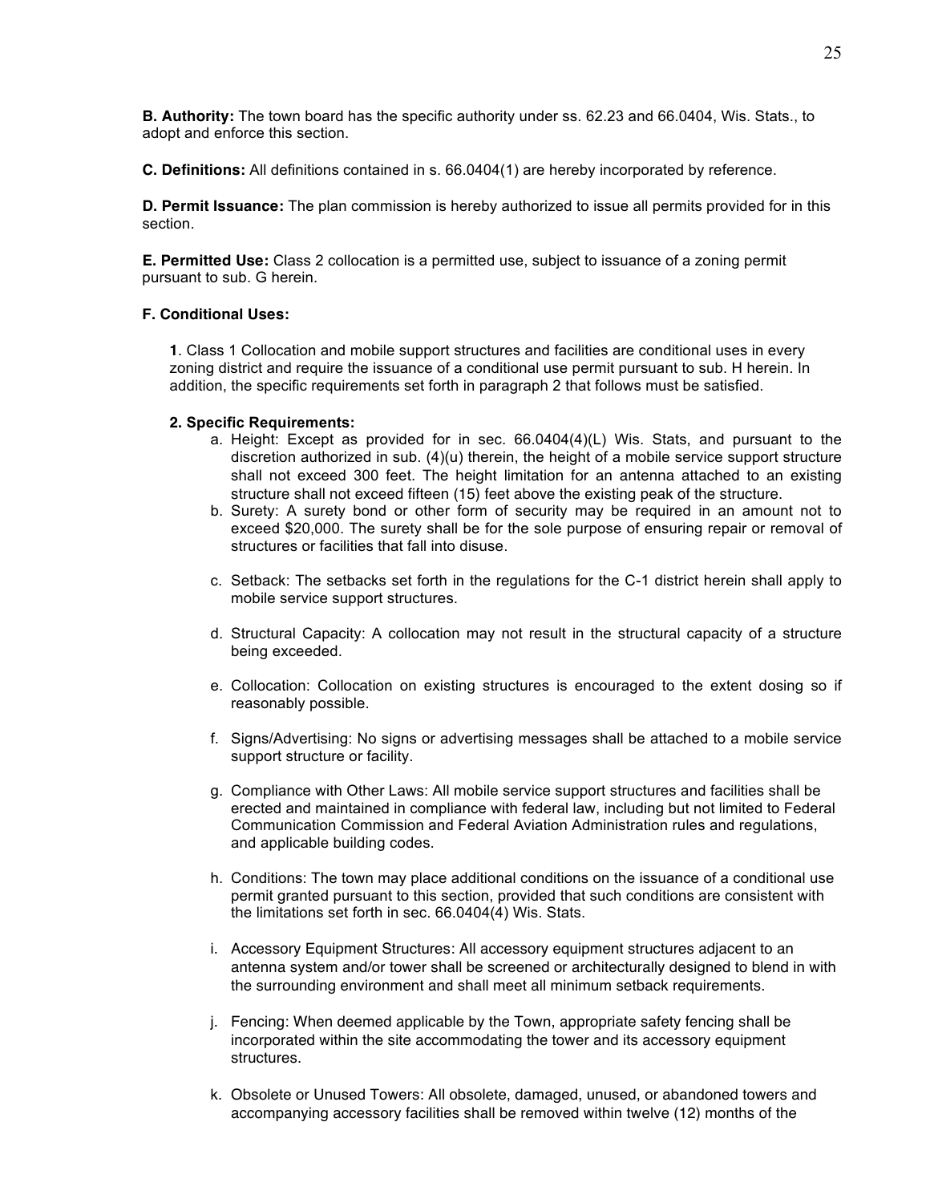**B. Authority:** The town board has the specific authority under ss. 62.23 and 66.0404, Wis. Stats., to adopt and enforce this section.

**C. Definitions:** All definitions contained in s. 66.0404(1) are hereby incorporated by reference.

**D. Permit Issuance:** The plan commission is hereby authorized to issue all permits provided for in this section.

**E. Permitted Use:** Class 2 collocation is a permitted use, subject to issuance of a zoning permit pursuant to sub. G herein.

**F. Conditional Uses:**

**1**. Class 1 Collocation and mobile support structures and facilities are conditional uses in every zoning district and require the issuance of a conditional use permit pursuant to sub. H herein. In addition, the specific requirements set forth in paragraph 2 that follows must be satisfied.

**2. Specific Requirements:**

a. Height: Except as provided for in sec. 66.0404(4)(L) Wis. Stats, and pursuant to the discretion authorized in sub. (4)(u) therein, the height of a mobile service support structure shall not exceed 300 feet. The height limitation for an antenna attached to an existing structure shall not exceed fifteen (15) feet above the existing peak of the structure.

b. Surety: A surety bond or other form of security may be required in an amount not to exceed $20,000. The surety shall be for the sole purpose of ensuring repair or removal of structures or facilities that fall into disuse.

c. Setback: The setbacks set forth in the regulations for the C-1 district herein shall apply to mobile service support structures.

d. Structural Capacity: A collocation may not result in the structural capacity of a structure being exceeded.

e. Collocation: Collocation on existing structures is encouraged to the extent dosing so if reasonably possible.

f. Signs/Advertising: No signs or advertising messages shall be attached to a mobile service support structure or facility.

g. Compliance with Other Laws: All mobile service support structures and facilities shall be erected and maintained in compliance with federal law, including but not limited to Federal Communication Commission and Federal Aviation Administration rules and regulations, and applicable building codes.

h. Conditions: The town may place additional conditions on the issuance of a conditional use permit granted pursuant to this section, provided that such conditions are consistent with the limitations set forth in sec. 66.0404(4) Wis. Stats.

i. Accessory Equipment Structures: All accessory equipment structures adjacent to an antenna system and/or tower shall be screened or architecturally designed to blend in with the surrounding environment and shall meet all minimum setback requirements.

j. Fencing: When deemed applicable by the Town, appropriate safety fencing shall be incorporated within the site accommodating the tower and its accessory equipment structures.

k. Obsolete or Unused Towers: All obsolete, damaged, unused, or abandoned towers and accompanying accessory facilities shall be removed within twelve (12) months of the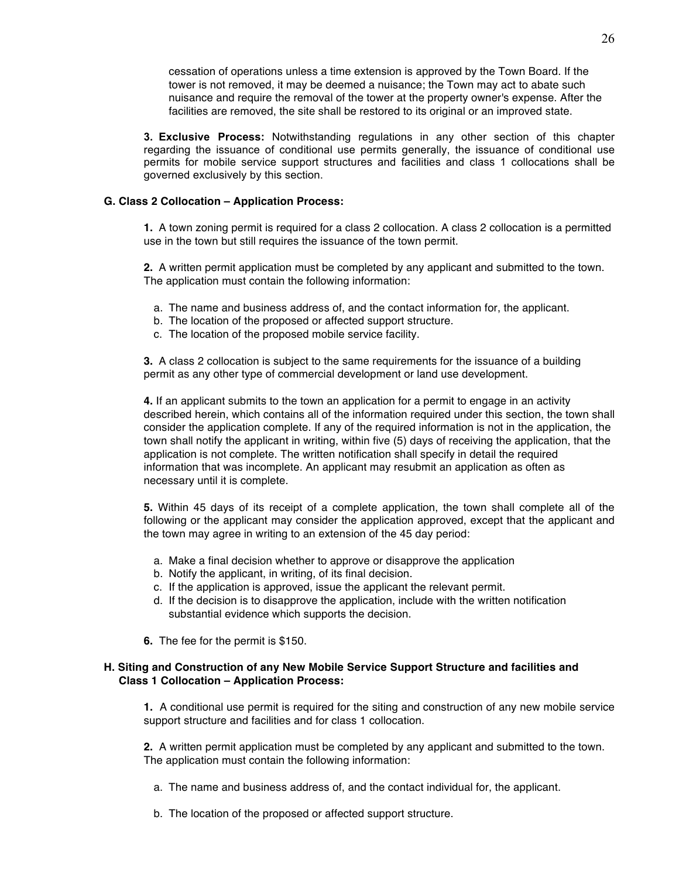cessation of operations unless a time extension is approved by the Town Board. If the tower is not removed, it may be deemed a nuisance; the Town may act to abate such nuisance and require the removal of the tower at the property owner's expense. After the facilities are removed, the site shall be restored to its original or an improved state.

**3. Exclusive Process:** Notwithstanding regulations in any other section of this chapter regarding the issuance of conditional use permits generally, the issuance of conditional use permits for mobile service support structures and facilities and class 1 collocations shall be governed exclusively by this section.

**G. Class 2 Collocation – Application Process:**

**1.** A town zoning permit is required for a class 2 collocation. A class 2 collocation is a permitted use in the town but still requires the issuance of the town permit.

**2.** A written permit application must be completed by any applicant and submitted to the town. The application must contain the following information:

a. The name and business address of, and the contact information for, the applicant.
b. The location of the proposed or affected support structure.
c. The location of the proposed mobile service facility.

**3.** A class 2 collocation is subject to the same requirements for the issuance of a building permit as any other type of commercial development or land use development.

**4.** If an applicant submits to the town an application for a permit to engage in an activity described herein, which contains all of the information required under this section, the town shall consider the application complete. If any of the required information is not in the application, the town shall notify the applicant in writing, within five (5) days of receiving the application, that the application is not complete. The written notification shall specify in detail the required information that was incomplete. An applicant may resubmit an application as often as necessary until it is complete.

**5.** Within 45 days of its receipt of a complete application, the town shall complete all of the following or the applicant may consider the application approved, except that the applicant and the town may agree in writing to an extension of the 45 day period:

a. Make a final decision whether to approve or disapprove the application
b. Notify the applicant, in writing, of its final decision.
c. If the application is approved, issue the applicant the relevant permit.
d. If the decision is to disapprove the application, include with the written notification substantial evidence which supports the decision.

**6.** The fee for the permit is $150.

**H. Siting and Construction of any New Mobile Service Support Structure and facilities and Class 1 Collocation – Application Process:**

**1.** A conditional use permit is required for the siting and construction of any new mobile service support structure and facilities and for class 1 collocation.

**2.** A written permit application must be completed by any applicant and submitted to the town. The application must contain the following information:

a. The name and business address of, and the contact individual for, the applicant.

b. The location of the proposed or affected support structure.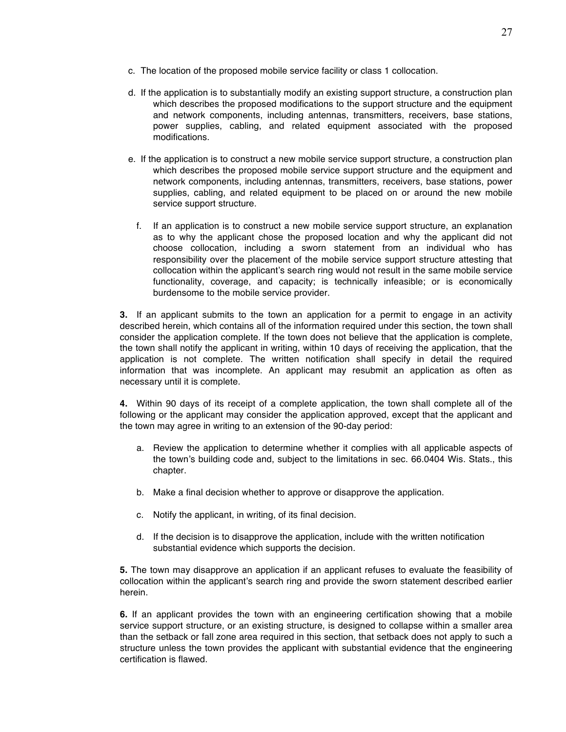c. The location of the proposed mobile service facility or class 1 collocation.

d. If the application is to substantially modify an existing support structure, a construction plan which describes the proposed modifications to the support structure and the equipment and network components, including antennas, transmitters, receivers, base stations, power supplies, cabling, and related equipment associated with the proposed modifications.

e. If the application is to construct a new mobile service support structure, a construction plan which describes the proposed mobile service support structure and the equipment and network components, including antennas, transmitters, receivers, base stations, power supplies, cabling, and related equipment to be placed on or around the new mobile service support structure.

f. If an application is to construct a new mobile service support structure, an explanation as to why the applicant chose the proposed location and why the applicant did not choose collocation, including a sworn statement from an individual who has responsibility over the placement of the mobile service support structure attesting that collocation within the applicant's search ring would not result in the same mobile service functionality, coverage, and capacity; is technically infeasible; or is economically burdensome to the mobile service provider.

**3.** If an applicant submits to the town an application for a permit to engage in an activity described herein, which contains all of the information required under this section, the town shall consider the application complete. If the town does not believe that the application is complete, the town shall notify the applicant in writing, within 10 days of receiving the application, that the application is not complete. The written notification shall specify in detail the required information that was incomplete. An applicant may resubmit an application as often as necessary until it is complete.

**4.** Within 90 days of its receipt of a complete application, the town shall complete all of the following or the applicant may consider the application approved, except that the applicant and the town may agree in writing to an extension of the 90-day period:

a. Review the application to determine whether it complies with all applicable aspects of the town's building code and, subject to the limitations in sec. 66.0404 Wis. Stats., this chapter.

b. Make a final decision whether to approve or disapprove the application.

c. Notify the applicant, in writing, of its final decision.

d. If the decision is to disapprove the application, include with the written notification substantial evidence which supports the decision.

**5.** The town may disapprove an application if an applicant refuses to evaluate the feasibility of collocation within the applicant's search ring and provide the sworn statement described earlier herein.

**6.** If an applicant provides the town with an engineering certification showing that a mobile service support structure, or an existing structure, is designed to collapse within a smaller area than the setback or fall zone area required in this section, that setback does not apply to such a structure unless the town provides the applicant with substantial evidence that the engineering certification is flawed.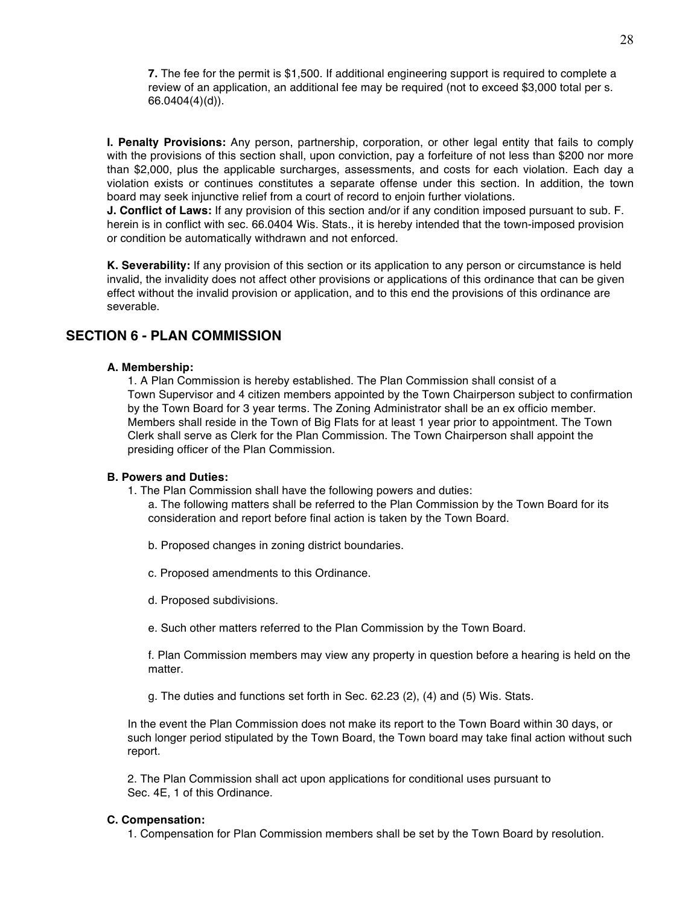**7.** The fee for the permit is $1,500. If additional engineering support is required to complete a review of an application, an additional fee may be required (not to exceed $3,000 total per s. 66.0404(4)(d)).

**I. Penalty Provisions:** Any person, partnership, corporation, or other legal entity that fails to comply with the provisions of this section shall, upon conviction, pay a forfeiture of not less than $200 nor more than $2,000, plus the applicable surcharges, assessments, and costs for each violation. Each day a violation exists or continues constitutes a separate offense under this section. In addition, the town board may seek injunctive relief from a court of record to enjoin further violations.

**J. Conflict of Laws:** If any provision of this section and/or if any condition imposed pursuant to sub. F. herein is in conflict with sec. 66.0404 Wis. Stats., it is hereby intended that the town-imposed provision or condition be automatically withdrawn and not enforced.

**K. Severability:** If any provision of this section or its application to any person or circumstance is held invalid, the invalidity does not affect other provisions or applications of this ordinance that can be given effect without the invalid provision or application, and to this end the provisions of this ordinance are severable.

## SECTION 6 - PLAN COMMISSION

**A. Membership:**

1. A Plan Commission is hereby established. The Plan Commission shall consist of a Town Supervisor and 4 citizen members appointed by the Town Chairperson subject to confirmation by the Town Board for 3 year terms. The Zoning Administrator shall be an ex officio member. Members shall reside in the Town of Big Flats for at least 1 year prior to appointment. The Town Clerk shall serve as Clerk for the Plan Commission. The Town Chairperson shall appoint the presiding officer of the Plan Commission.

**B. Powers and Duties:**

1. The Plan Commission shall have the following powers and duties:

   a. The following matters shall be referred to the Plan Commission by the Town Board for its consideration and report before final action is taken by the Town Board.

   b. Proposed changes in zoning district boundaries.

   c. Proposed amendments to this Ordinance.

   d. Proposed subdivisions.

   e. Such other matters referred to the Plan Commission by the Town Board.

   f. Plan Commission members may view any property in question before a hearing is held on the matter.

   g. The duties and functions set forth in Sec. 62.23 (2), (4) and (5) Wis. Stats.

In the event the Plan Commission does not make its report to the Town Board within 30 days, or such longer period stipulated by the Town Board, the Town board may take final action without such report.

2. The Plan Commission shall act upon applications for conditional uses pursuant to Sec. 4E, 1 of this Ordinance.

**C. Compensation:**

1. Compensation for Plan Commission members shall be set by the Town Board by resolution.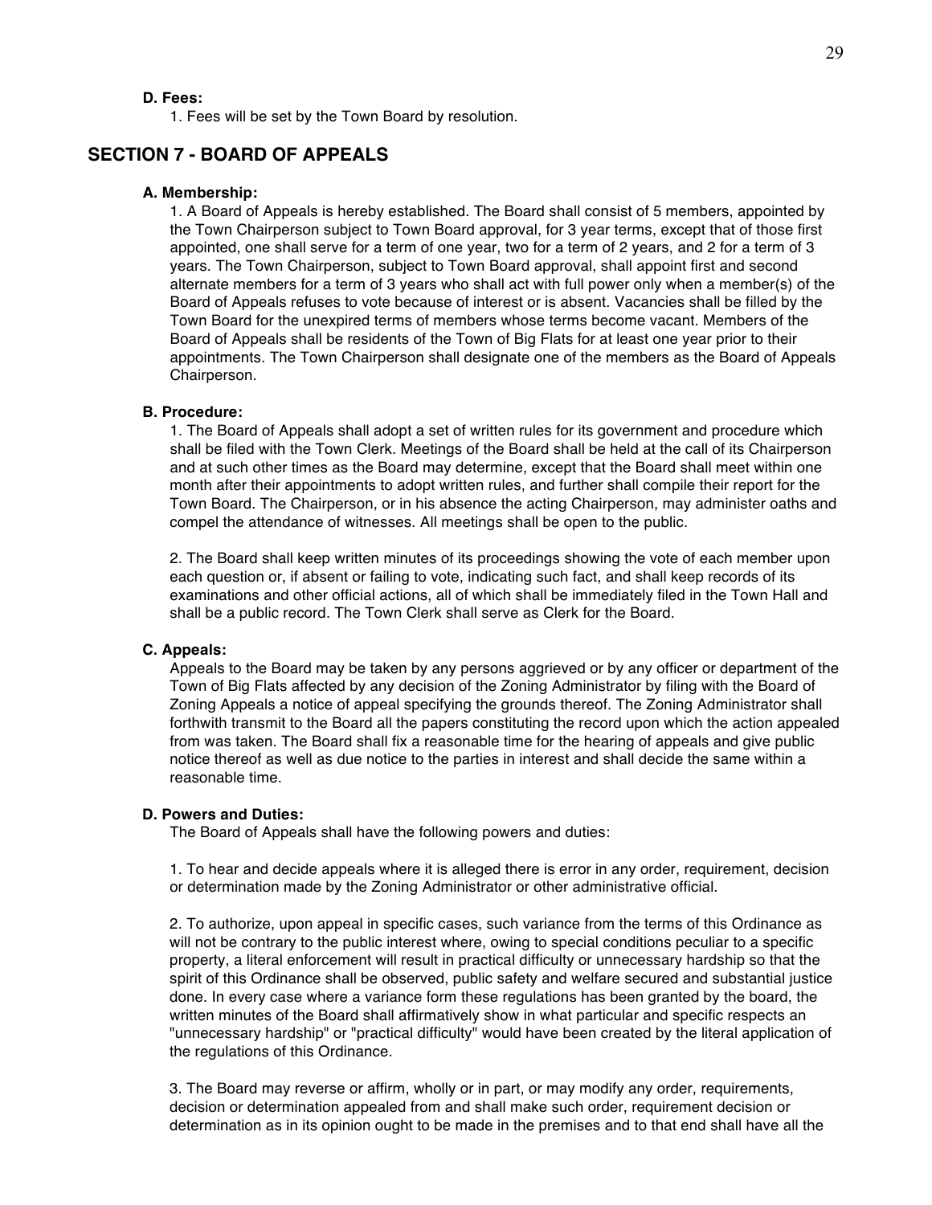**D. Fees:**

1. Fees will be set by the Town Board by resolution.

## SECTION 7 - BOARD OF APPEALS

**A. Membership:**

1. A Board of Appeals is hereby established. The Board shall consist of 5 members, appointed by the Town Chairperson subject to Town Board approval, for 3 year terms, except that of those first appointed, one shall serve for a term of one year, two for a term of 2 years, and 2 for a term of 3 years. The Town Chairperson, subject to Town Board approval, shall appoint first and second alternate members for a term of 3 years who shall act with full power only when a member(s) of the Board of Appeals refuses to vote because of interest or is absent. Vacancies shall be filled by the Town Board for the unexpired terms of members whose terms become vacant. Members of the Board of Appeals shall be residents of the Town of Big Flats for at least one year prior to their appointments. The Town Chairperson shall designate one of the members as the Board of Appeals Chairperson.

**B. Procedure:**

1. The Board of Appeals shall adopt a set of written rules for its government and procedure which shall be filed with the Town Clerk. Meetings of the Board shall be held at the call of its Chairperson and at such other times as the Board may determine, except that the Board shall meet within one month after their appointments to adopt written rules, and further shall compile their report for the Town Board. The Chairperson, or in his absence the acting Chairperson, may administer oaths and compel the attendance of witnesses. All meetings shall be open to the public.

2. The Board shall keep written minutes of its proceedings showing the vote of each member upon each question or, if absent or failing to vote, indicating such fact, and shall keep records of its examinations and other official actions, all of which shall be immediately filed in the Town Hall and shall be a public record. The Town Clerk shall serve as Clerk for the Board.

**C. Appeals:**

Appeals to the Board may be taken by any persons aggrieved or by any officer or department of the Town of Big Flats affected by any decision of the Zoning Administrator by filing with the Board of Zoning Appeals a notice of appeal specifying the grounds thereof. The Zoning Administrator shall forthwith transmit to the Board all the papers constituting the record upon which the action appealed from was taken. The Board shall fix a reasonable time for the hearing of appeals and give public notice thereof as well as due notice to the parties in interest and shall decide the same within a reasonable time.

**D. Powers and Duties:**

The Board of Appeals shall have the following powers and duties:

1. To hear and decide appeals where it is alleged there is error in any order, requirement, decision or determination made by the Zoning Administrator or other administrative official.

2. To authorize, upon appeal in specific cases, such variance from the terms of this Ordinance as will not be contrary to the public interest where, owing to special conditions peculiar to a specific property, a literal enforcement will result in practical difficulty or unnecessary hardship so that the spirit of this Ordinance shall be observed, public safety and welfare secured and substantial justice done. In every case where a variance form these regulations has been granted by the board, the written minutes of the Board shall affirmatively show in what particular and specific respects an "unnecessary hardship" or "practical difficulty" would have been created by the literal application of the regulations of this Ordinance.

3. The Board may reverse or affirm, wholly or in part, or may modify any order, requirements, decision or determination appealed from and shall make such order, requirement decision or determination as in its opinion ought to be made in the premises and to that end shall have all the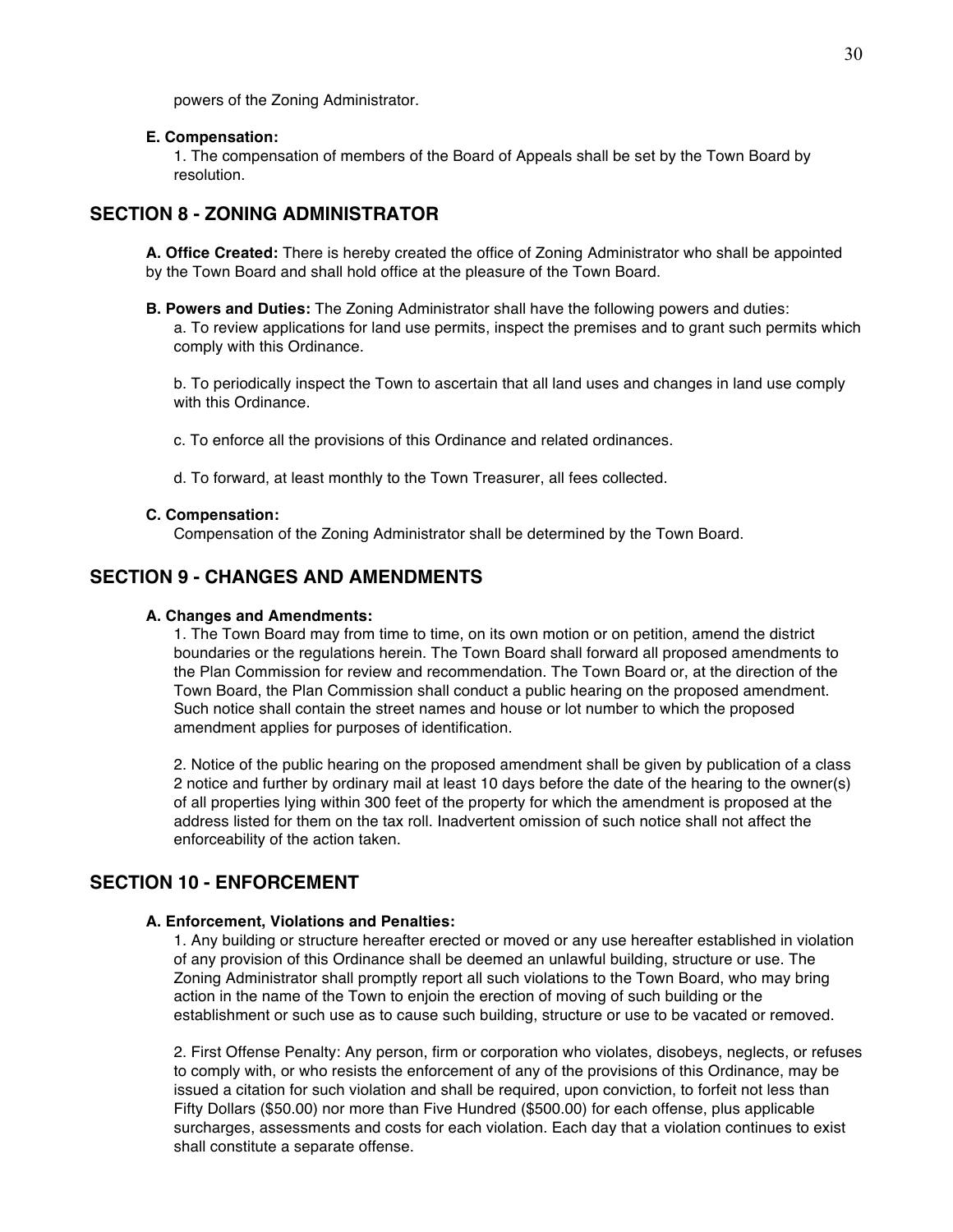powers of the Zoning Administrator.

**E. Compensation:**

1. The compensation of members of the Board of Appeals shall be set by the Town Board by resolution.

## SECTION 8 - ZONING ADMINISTRATOR

**A. Office Created:** There is hereby created the office of Zoning Administrator who shall be appointed by the Town Board and shall hold office at the pleasure of the Town Board.

**B. Powers and Duties:** The Zoning Administrator shall have the following powers and duties:

a. To review applications for land use permits, inspect the premises and to grant such permits which comply with this Ordinance.

b. To periodically inspect the Town to ascertain that all land uses and changes in land use comply with this Ordinance.

c. To enforce all the provisions of this Ordinance and related ordinances.

d. To forward, at least monthly to the Town Treasurer, all fees collected.

**C. Compensation:**

Compensation of the Zoning Administrator shall be determined by the Town Board.

## SECTION 9 - CHANGES AND AMENDMENTS

**A. Changes and Amendments:**

1. The Town Board may from time to time, on its own motion or on petition, amend the district boundaries or the regulations herein. The Town Board shall forward all proposed amendments to the Plan Commission for review and recommendation. The Town Board or, at the direction of the Town Board, the Plan Commission shall conduct a public hearing on the proposed amendment. Such notice shall contain the street names and house or lot number to which the proposed amendment applies for purposes of identification.

2. Notice of the public hearing on the proposed amendment shall be given by publication of a class 2 notice and further by ordinary mail at least 10 days before the date of the hearing to the owner(s) of all properties lying within 300 feet of the property for which the amendment is proposed at the address listed for them on the tax roll. Inadvertent omission of such notice shall not affect the enforceability of the action taken.

## SECTION 10 - ENFORCEMENT

**A. Enforcement, Violations and Penalties:**

1. Any building or structure hereafter erected or moved or any use hereafter established in violation of any provision of this Ordinance shall be deemed an unlawful building, structure or use. The Zoning Administrator shall promptly report all such violations to the Town Board, who may bring action in the name of the Town to enjoin the erection of moving of such building or the establishment or such use as to cause such building, structure or use to be vacated or removed.

2. First Offense Penalty: Any person, firm or corporation who violates, disobeys, neglects, or refuses to comply with, or who resists the enforcement of any of the provisions of this Ordinance, may be issued a citation for such violation and shall be required, upon conviction, to forfeit not less than Fifty Dollars ($50.00) nor more than Five Hundred ($500.00) for each offense, plus applicable surcharges, assessments and costs for each violation. Each day that a violation continues to exist shall constitute a separate offense.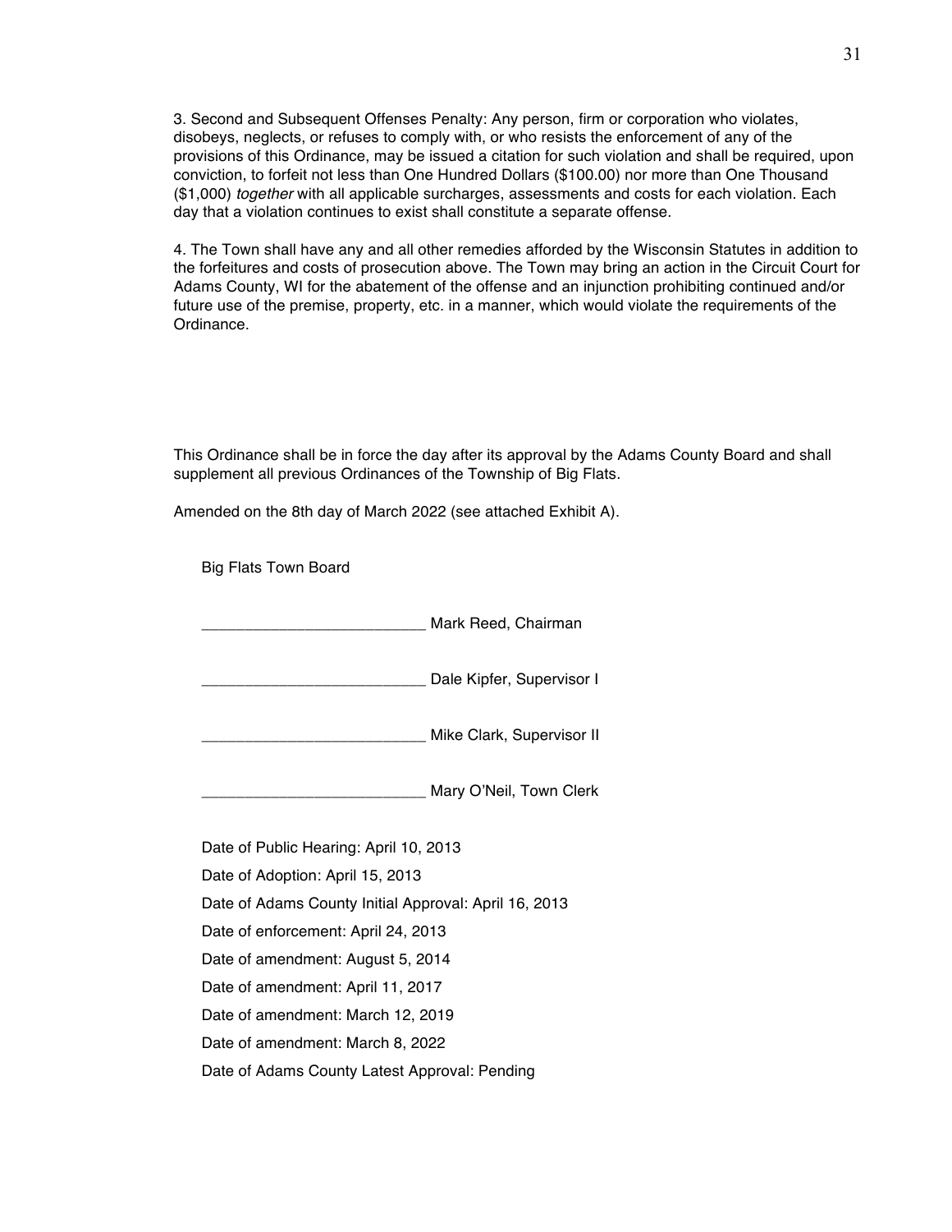3. Second and Subsequent Offenses Penalty: Any person, firm or corporation who violates, disobeys, neglects, or refuses to comply with, or who resists the enforcement of any of the provisions of this Ordinance, may be issued a citation for such violation and shall be required, upon conviction, to forfeit not less than One Hundred Dollars ($100.00) nor more than One Thousand ($1,000) *together* with all applicable surcharges, assessments and costs for each violation. Each day that a violation continues to exist shall constitute a separate offense.

4. The Town shall have any and all other remedies afforded by the Wisconsin Statutes in addition to the forfeitures and costs of prosecution above. The Town may bring an action in the Circuit Court for Adams County, WI for the abatement of the offense and an injunction prohibiting continued and/or future use of the premise, property, etc. in a manner, which would violate the requirements of the Ordinance.

This Ordinance shall be in force the day after its approval by the Adams County Board and shall supplement all previous Ordinances of the Township of Big Flats.

Amended on the 8th day of March 2022 (see attached Exhibit A).

Big Flats Town Board

__________________________ Mark Reed, Chairman

__________________________ Dale Kipfer, Supervisor I

__________________________ Mike Clark, Supervisor II

__________________________ Mary O'Neil, Town Clerk

Date of Public Hearing: April 10, 2013

Date of Adoption: April 15, 2013

Date of Adams County Initial Approval: April 16, 2013

Date of enforcement: April 24, 2013

Date of amendment: August 5, 2014

Date of amendment: April 11, 2017

Date of amendment: March 12, 2019

Date of amendment: March 8, 2022

Date of Adams County Latest Approval: Pending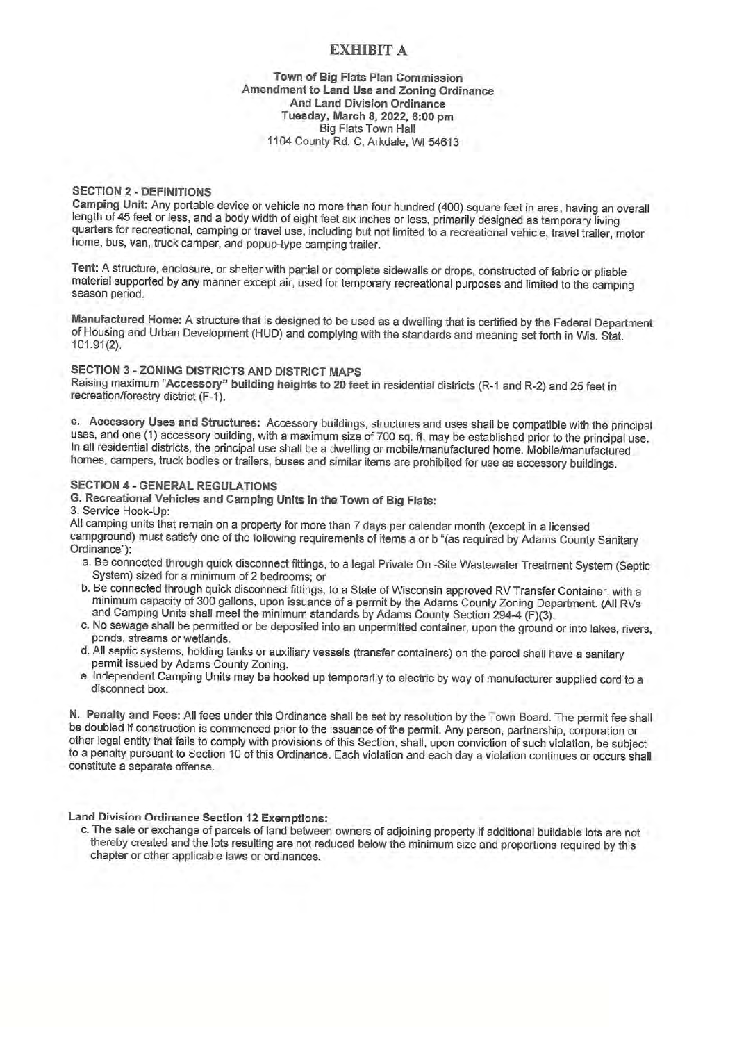# EXHIBIT A

**Town of Big Flats Plan Commission**
**Amendment to Land Use and Zoning Ordinance**
**And Land Division Ordinance**
**Tuesday, March 8, 2022, 6:00 pm**
Big Flats Town Hall
1104 County Rd. C, Arkdale, WI 54613

## SECTION 2 - DEFINITIONS

**Camping Unit:** Any portable device or vehicle no more than four hundred (400) square feet in area, having an overall length of 45 feet or less, and a body width of eight feet six inches or less, primarily designed as temporary living quarters for recreational, camping or travel use, including but not limited to a recreational vehicle, travel trailer, motor home, bus, van, truck camper, and popup-type camping trailer.

**Tent:** A structure, enclosure, or shelter with partial or complete sidewalls or drops, constructed of fabric or pliable material supported by any manner except air, used for temporary recreational purposes and limited to the camping season period.

**Manufactured Home:** A structure that is designed to be used as a dwelling that is certified by the Federal Department of Housing and Urban Development (HUD) and complying with the standards and meaning set forth in Wis. Stat. 101.91(2).

## SECTION 3 - ZONING DISTRICTS AND DISTRICT MAPS

Raising maximum **"Accessory" building heights to 20 feet** in residential districts (R-1 and R-2) and 25 feet in recreation/forestry district (F-1).

**c. Accessory Uses and Structures:** Accessory buildings, structures and uses shall be compatible with the principal uses, and one (1) accessory building, with a maximum size of 700 sq. ft. may be established prior to the principal use. In all residential districts, the principal use shall be a dwelling or mobile/manufactured home. Mobile/manufactured homes, campers, truck bodies or trailers, buses and similar items are prohibited for use as accessory buildings.

## SECTION 4 - GENERAL REGULATIONS

**G. Recreational Vehicles and Camping Units in the Town of Big Flats:**

3. Service Hook-Up:

All camping units that remain on a property for more than 7 days per calendar month (except in a licensed campground) must satisfy one of the following requirements of items a or b "(as required by Adams County Sanitary Ordinance"):

a. Be connected through quick disconnect fittings, to a legal Private On -Site Wastewater Treatment System (Septic System) sized for a minimum of 2 bedrooms; or

b. Be connected through quick disconnect fittings, to a State of Wisconsin approved RV Transfer Container, with a minimum capacity of 300 gallons, upon issuance of a permit by the Adams County Zoning Department. (All RVs and Camping Units shall meet the minimum standards by Adams County Section 294-4 (F)(3).

c. No sewage shall be permitted or be deposited into an unpermitted container, upon the ground or into lakes, rivers, ponds, streams or wetlands.

d. All septic systems, holding tanks or auxiliary vessels (transfer containers) on the parcel shall have a sanitary permit issued by Adams County Zoning.

e. Independent Camping Units may be hooked up temporarily to electric by way of manufacturer supplied cord to a disconnect box.

**N. Penalty and Fees:** All fees under this Ordinance shall be set by resolution by the Town Board. The permit fee shall be doubled if construction is commenced prior to the issuance of the permit. Any person, partnership, corporation or other legal entity that fails to comply with provisions of this Section, shall, upon conviction of such violation, be subject to a penalty pursuant to Section 10 of this Ordinance. Each violation and each day a violation continues or occurs shall constitute a separate offense.

**Land Division Ordinance Section 12 Exemptions:**

c. The sale or exchange of parcels of land between owners of adjoining property if additional buildable lots are not thereby created and the lots resulting are not reduced below the minimum size and proportions required by this chapter or other applicable laws or ordinances.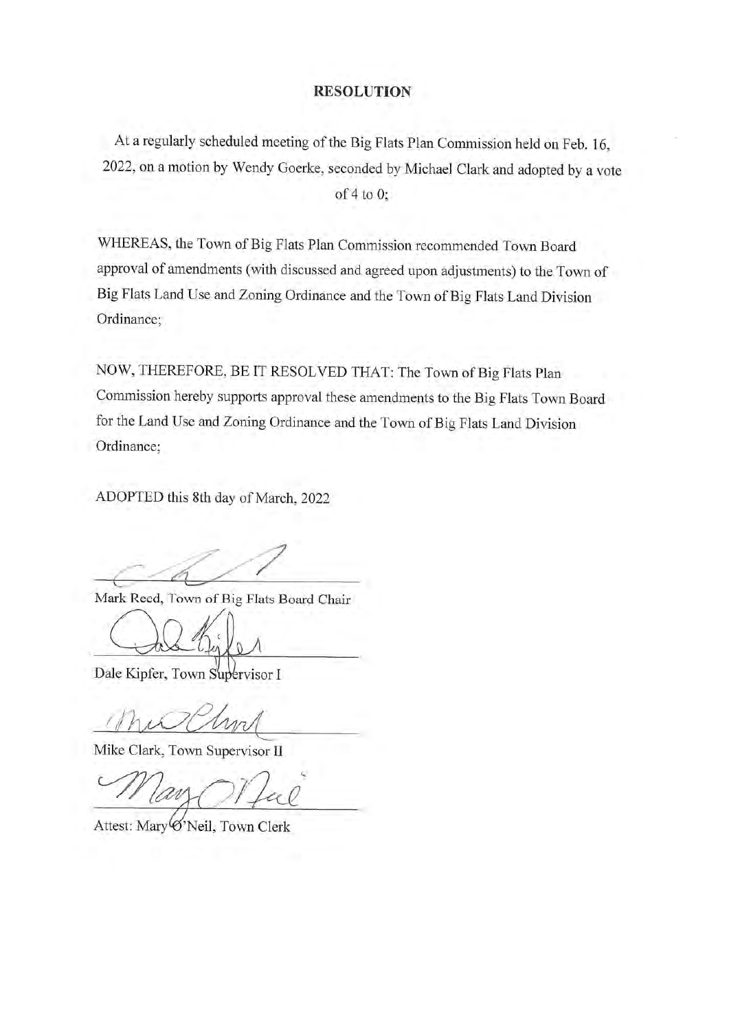## RESOLUTION

At a regularly scheduled meeting of the Big Flats Plan Commission held on Feb. 16, 2022, on a motion by Wendy Goerke, seconded by Michael Clark and adopted by a vote of 4 to 0;

WHEREAS, the Town of Big Flats Plan Commission recommended Town Board approval of amendments (with discussed and agreed upon adjustments) to the Town of Big Flats Land Use and Zoning Ordinance and the Town of Big Flats Land Division Ordinance;

NOW, THEREFORE, BE IT RESOLVED THAT: The Town of Big Flats Plan Commission hereby supports approval these amendments to the Big Flats Town Board for the Land Use and Zoning Ordinance and the Town of Big Flats Land Division Ordinance;

ADOPTED this 8th day of March, 2022

Mark Reed, Town of Big Flats Board Chair

Dale Kipfer, Town Supervisor I

Mike Clark, Town Supervisor II

Attest: Mary O'Neil, Town Clerk